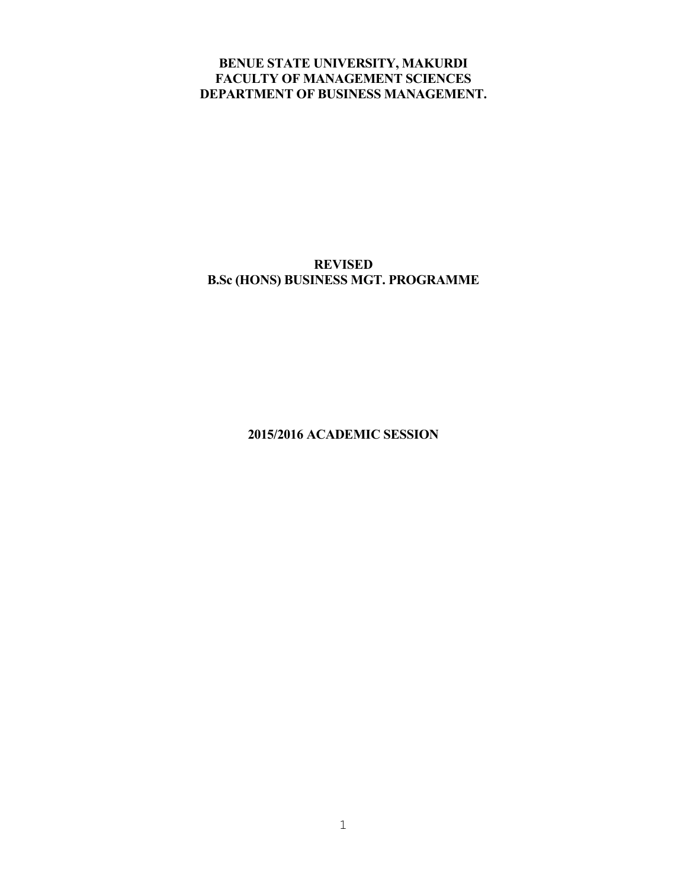# BENUE STATE UNIVERSITY, MAKURDI
# FACULTY OF MANAGEMENT SCIENCES
# DEPARTMENT OF BUSINESS MANAGEMENT.

## REVISED
## B.Sc (HONS) BUSINESS MGT. PROGRAMME

## 2015/2016 ACADEMIC SESSION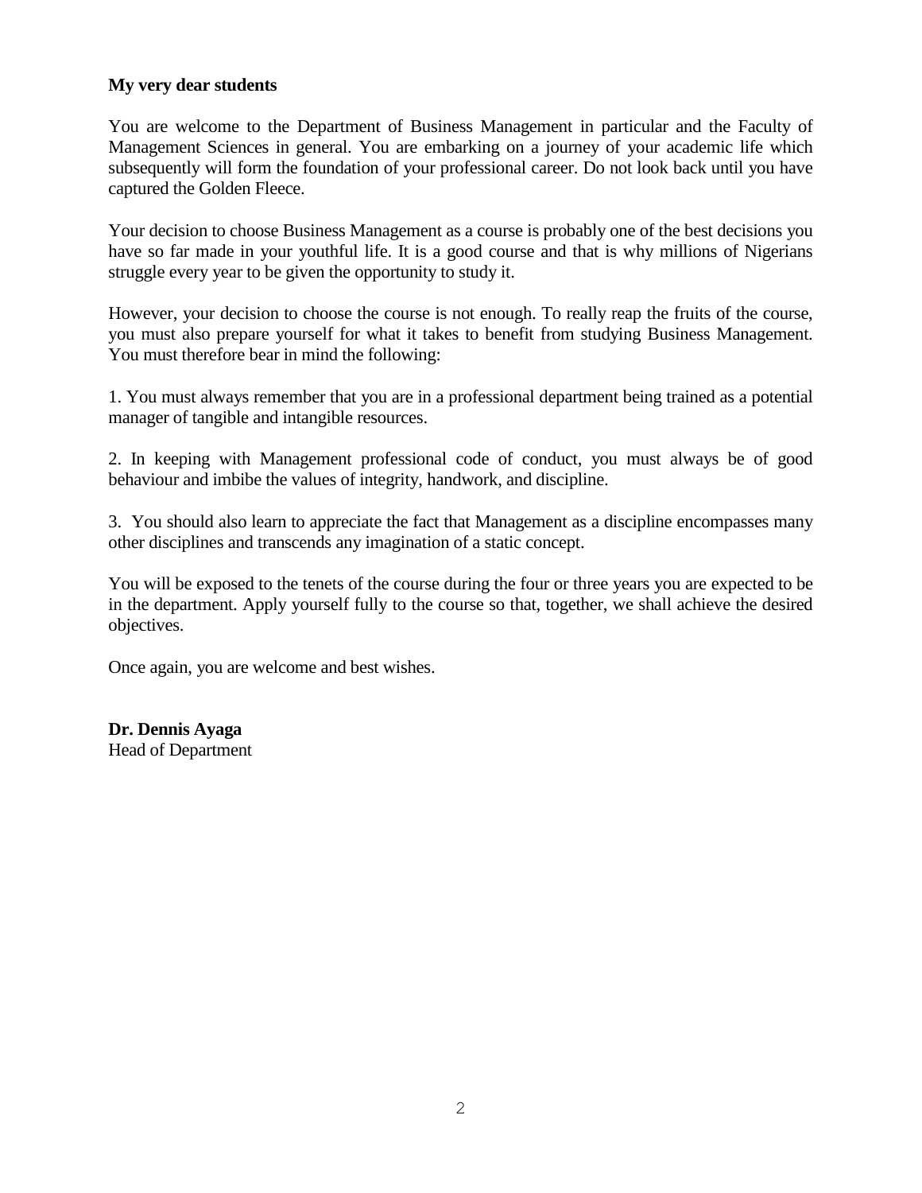**My very dear students**

You are welcome to the Department of Business Management in particular and the Faculty of Management Sciences in general. You are embarking on a journey of your academic life which subsequently will form the foundation of your professional career. Do not look back until you have captured the Golden Fleece.

Your decision to choose Business Management as a course is probably one of the best decisions you have so far made in your youthful life. It is a good course and that is why millions of Nigerians struggle every year to be given the opportunity to study it.

However, your decision to choose the course is not enough. To really reap the fruits of the course, you must also prepare yourself for what it takes to benefit from studying Business Management. You must therefore bear in mind the following:

1. You must always remember that you are in a professional department being trained as a potential manager of tangible and intangible resources.

2. In keeping with Management professional code of conduct, you must always be of good behaviour and imbibe the values of integrity, handwork, and discipline.

3. You should also learn to appreciate the fact that Management as a discipline encompasses many other disciplines and transcends any imagination of a static concept.

You will be exposed to the tenets of the course during the four or three years you are expected to be in the department. Apply yourself fully to the course so that, together, we shall achieve the desired objectives.

Once again, you are welcome and best wishes.

**Dr. Dennis Ayaga**
Head of Department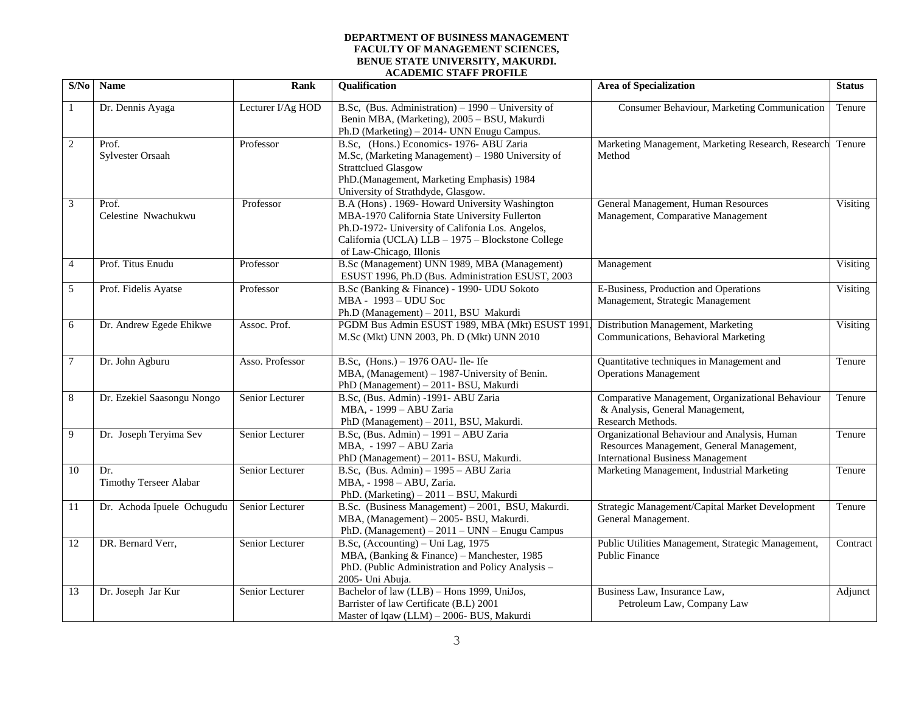**DEPARTMENT OF BUSINESS MANAGEMENT**
**FACULTY OF MANAGEMENT SCIENCES,**
**BENUE STATE UNIVERSITY, MAKURDI.**
**ACADEMIC STAFF PROFILE**

| S/No | Name | Rank | Qualification | Area of Specialization | Status |
|---|---|---|---|---|---|
| 1 | Dr. Dennis Ayaga | Lecturer I/Ag HOD | B.Sc, (Bus. Administration) – 1990 – University of Benin MBA, (Marketing), 2005 – BSU, Makurdi Ph.D (Marketing) – 2014- UNN Enugu Campus. | Consumer Behaviour, Marketing Communication | Tenure |
| 2 | Prof. Sylvester Orsaah | Professor | B.Sc, (Hons.) Economics- 1976- ABU Zaria M.Sc, (Marketing Management) – 1980 University of Strattclued Glasgow PhD.(Management, Marketing Emphasis) 1984 University of Strathdyde, Glasgow. | Marketing Management, Marketing Research, Research Method | Tenure |
| 3 | Prof. Celestine Nwachukwu | Professor | B.A (Hons) . 1969- Howard University Washington MBA-1970 California State University Fullerton Ph.D-1972- University of Califonia Los. Angelos, California (UCLA) LLB – 1975 – Blockstone College of Law-Chicago, Illonis | General Management, Human Resources Management, Comparative Management | Visiting |
| 4 | Prof. Titus Enudu | Professor | B.Sc (Management) UNN 1989, MBA (Management) ESUST 1996, Ph.D (Bus. Administration ESUST, 2003 | Management | Visiting |
| 5 | Prof. Fidelis Ayatse | Professor | B.Sc (Banking & Finance) - 1990- UDU Sokoto MBA - 1993 – UDU Soc Ph.D (Management) – 2011, BSU Makurdi | E-Business, Production and Operations Management, Strategic Management | Visiting |
| 6 | Dr. Andrew Egede Ehikwe | Assoc. Prof. | PGDM Bus Admin ESUST 1989, MBA (Mkt) ESUST 1991, M.Sc (Mkt) UNN 2003, Ph. D (Mkt) UNN 2010 | Distribution Management, Marketing Communications, Behavioral Marketing | Visiting |
| 7 | Dr. John Agburu | Asso. Professor | B.Sc, (Hons.) – 1976 OAU- Ile- Ife MBA, (Management) – 1987-University of Benin. PhD (Management) – 2011- BSU, Makurdi | Quantitative techniques in Management and Operations Management | Tenure |
| 8 | Dr. Ezekiel Saasongu Nongo | Senior Lecturer | B.Sc, (Bus. Admin) -1991- ABU Zaria MBA, - 1999 – ABU Zaria PhD (Management) – 2011, BSU, Makurdi. | Comparative Management, Organizational Behaviour & Analysis, General Management, Research Methods. | Tenure |
| 9 | Dr. Joseph Teryima Sev | Senior Lecturer | B.Sc, (Bus. Admin) – 1991 – ABU Zaria MBA, - 1997 – ABU Zaria PhD (Management) – 2011- BSU, Makurdi. | Organizational Behaviour and Analysis, Human Resources Management, General Management, International Business Management | Tenure |
| 10 | Dr. Timothy Terseer Alabar | Senior Lecturer | B.Sc, (Bus. Admin) – 1995 – ABU Zaria MBA, - 1998 – ABU, Zaria. PhD. (Marketing) – 2011 – BSU, Makurdi | Marketing Management, Industrial Marketing | Tenure |
| 11 | Dr. Achoda Ipuele Ochugudu | Senior Lecturer | B.Sc. (Business Management) – 2001, BSU, Makurdi. MBA, (Management) – 2005- BSU, Makurdi. PhD. (Management) – 2011 – UNN – Enugu Campus | Strategic Management/Capital Market Development General Management. | Tenure |
| 12 | DR. Bernard Verr, | Senior Lecturer | B.Sc, (Accounting) – Uni Lag, 1975 MBA, (Banking & Finance) – Manchester, 1985 PhD. (Public Administration and Policy Analysis – 2005- Uni Abuja. | Public Utilities Management, Strategic Management, Public Finance | Contract |
| 13 | Dr. Joseph Jar Kur | Senior Lecturer | Bachelor of law (LLB) – Hons 1999, UniJos, Barrister of law Certificate (B.L) 2001 Master of lqaw (LLM) – 2006- BUS, Makurdi | Business Law, Insurance Law, Petroleum Law, Company Law | Adjunct |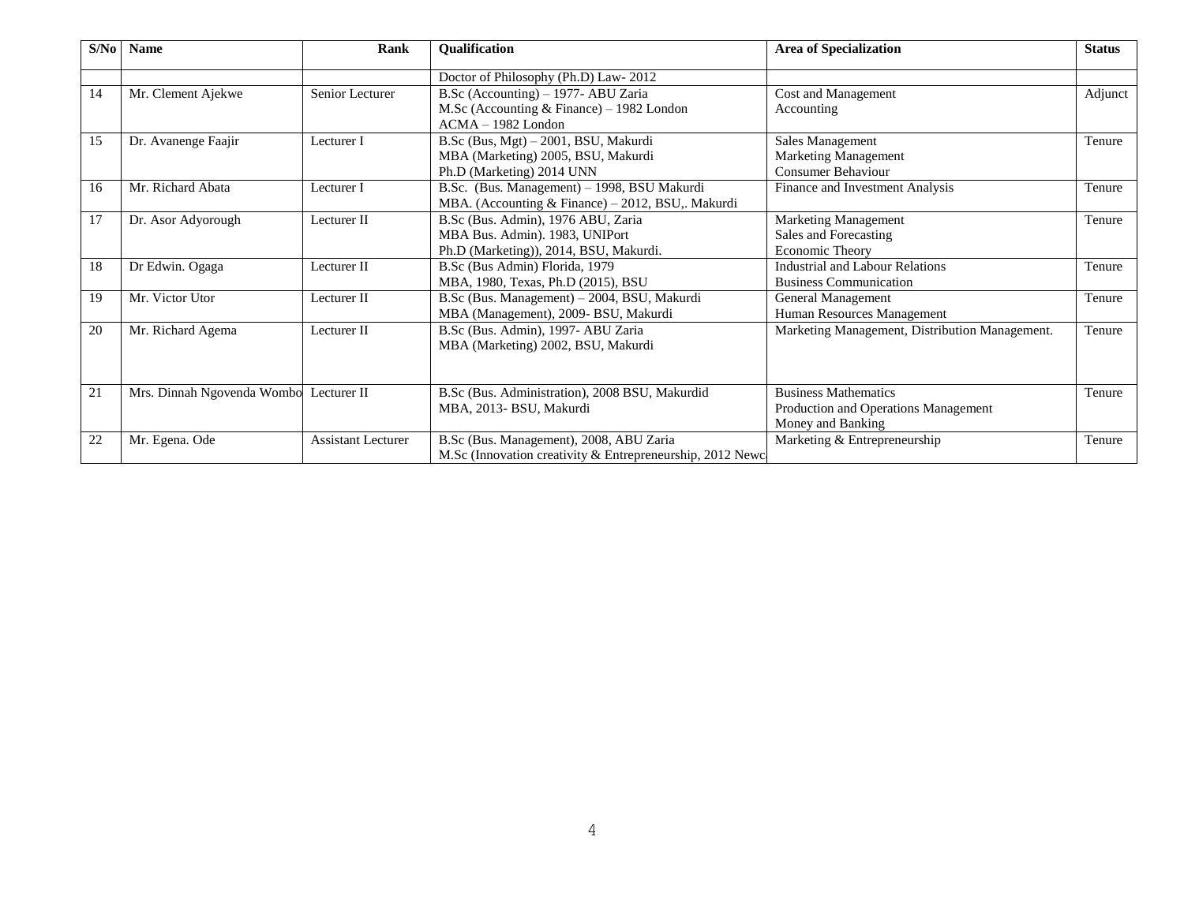| S/No | Name | Rank | Qualification | Area of Specialization | Status |
|---|---|---|---|---|---|
| | | | Doctor of Philosophy (Ph.D) Law- 2012 | | |
| 14 | Mr. Clement Ajekwe | Senior Lecturer | B.Sc (Accounting) – 1977- ABU Zaria<br>M.Sc (Accounting & Finance) – 1982 London<br>ACMA – 1982 London | Cost and Management<br>Accounting | Adjunct |
| 15 | Dr. Avanenge Faajir | Lecturer I | B.Sc (Bus, Mgt) – 2001, BSU, Makurdi<br>MBA (Marketing) 2005, BSU, Makurdi<br>Ph.D (Marketing) 2014 UNN | Sales Management<br>Marketing Management<br>Consumer Behaviour | Tenure |
| 16 | Mr. Richard Abata | Lecturer I | B.Sc. (Bus. Management) – 1998, BSU Makurdi<br>MBA. (Accounting & Finance) – 2012, BSU,. Makurdi | Finance and Investment Analysis | Tenure |
| 17 | Dr. Asor Adyorough | Lecturer II | B.Sc (Bus. Admin), 1976 ABU, Zaria<br>MBA Bus. Admin). 1983, UNIPort<br>Ph.D (Marketing)), 2014, BSU, Makurdi. | Marketing Management<br>Sales and Forecasting<br>Economic Theory | Tenure |
| 18 | Dr Edwin. Ogaga | Lecturer II | B.Sc (Bus Admin) Florida, 1979<br>MBA, 1980, Texas, Ph.D (2015), BSU | Industrial and Labour Relations<br>Business Communication | Tenure |
| 19 | Mr. Victor Utor | Lecturer II | B.Sc (Bus. Management) – 2004, BSU, Makurdi<br>MBA (Management), 2009- BSU, Makurdi | General Management<br>Human Resources Management | Tenure |
| 20 | Mr. Richard Agema | Lecturer II | B.Sc (Bus. Admin), 1997- ABU Zaria<br>MBA (Marketing) 2002, BSU, Makurdi | Marketing Management, Distribution Management. | Tenure |
| 21 | Mrs. Dinnah Ngovenda Wombo | Lecturer II | B.Sc (Bus. Administration), 2008 BSU, Makurdid<br>MBA, 2013- BSU, Makurdi | Business Mathematics<br>Production and Operations Management<br>Money and Banking | Tenure |
| 22 | Mr. Egena. Ode | Assistant Lecturer | B.Sc (Bus. Management), 2008, ABU Zaria<br>M.Sc (Innovation creativity & Entrepreneurship, 2012 Newc | Marketing & Entrepreneurship | Tenure |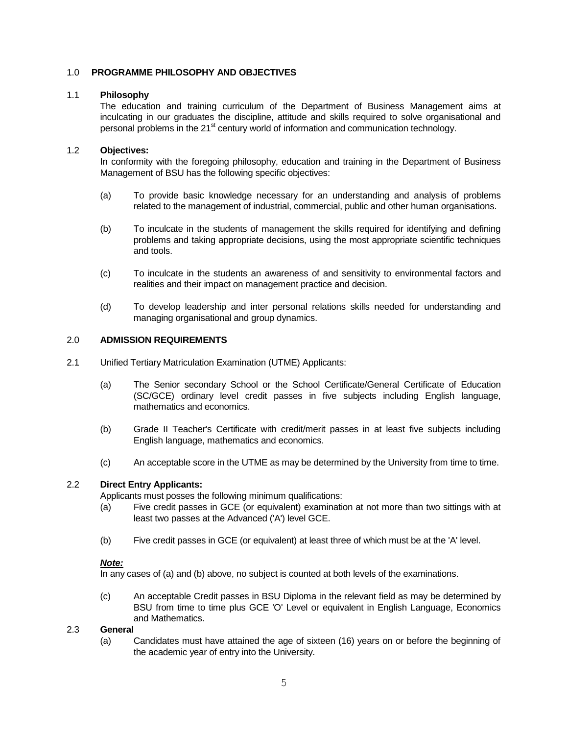## 1.0 PROGRAMME PHILOSOPHY AND OBJECTIVES

### 1.1 Philosophy

The education and training curriculum of the Department of Business Management aims at inculcating in our graduates the discipline, attitude and skills required to solve organisational and personal problems in the 21st century world of information and communication technology.

### 1.2 Objectives:

In conformity with the foregoing philosophy, education and training in the Department of Business Management of BSU has the following specific objectives:

(a) To provide basic knowledge necessary for an understanding and analysis of problems related to the management of industrial, commercial, public and other human organisations.

(b) To inculcate in the students of management the skills required for identifying and defining problems and taking appropriate decisions, using the most appropriate scientific techniques and tools.

(c) To inculcate in the students an awareness of and sensitivity to environmental factors and realities and their impact on management practice and decision.

(d) To develop leadership and inter personal relations skills needed for understanding and managing organisational and group dynamics.

## 2.0 ADMISSION REQUIREMENTS

2.1 Unified Tertiary Matriculation Examination (UTME) Applicants:

(a) The Senior secondary School or the School Certificate/General Certificate of Education (SC/GCE) ordinary level credit passes in five subjects including English language, mathematics and economics.

(b) Grade II Teacher's Certificate with credit/merit passes in at least five subjects including English language, mathematics and economics.

(c) An acceptable score in the UTME as may be determined by the University from time to time.

### 2.2 Direct Entry Applicants:

Applicants must posses the following minimum qualifications:

(a) Five credit passes in GCE (or equivalent) examination at not more than two sittings with at least two passes at the Advanced ('A') level GCE.

(b) Five credit passes in GCE (or equivalent) at least three of which must be at the 'A' level.

***Note:***

In any cases of (a) and (b) above, no subject is counted at both levels of the examinations.

(c) An acceptable Credit passes in BSU Diploma in the relevant field as may be determined by BSU from time to time plus GCE 'O' Level or equivalent in English Language, Economics and Mathematics.

### 2.3 General

(a) Candidates must have attained the age of sixteen (16) years on or before the beginning of the academic year of entry into the University.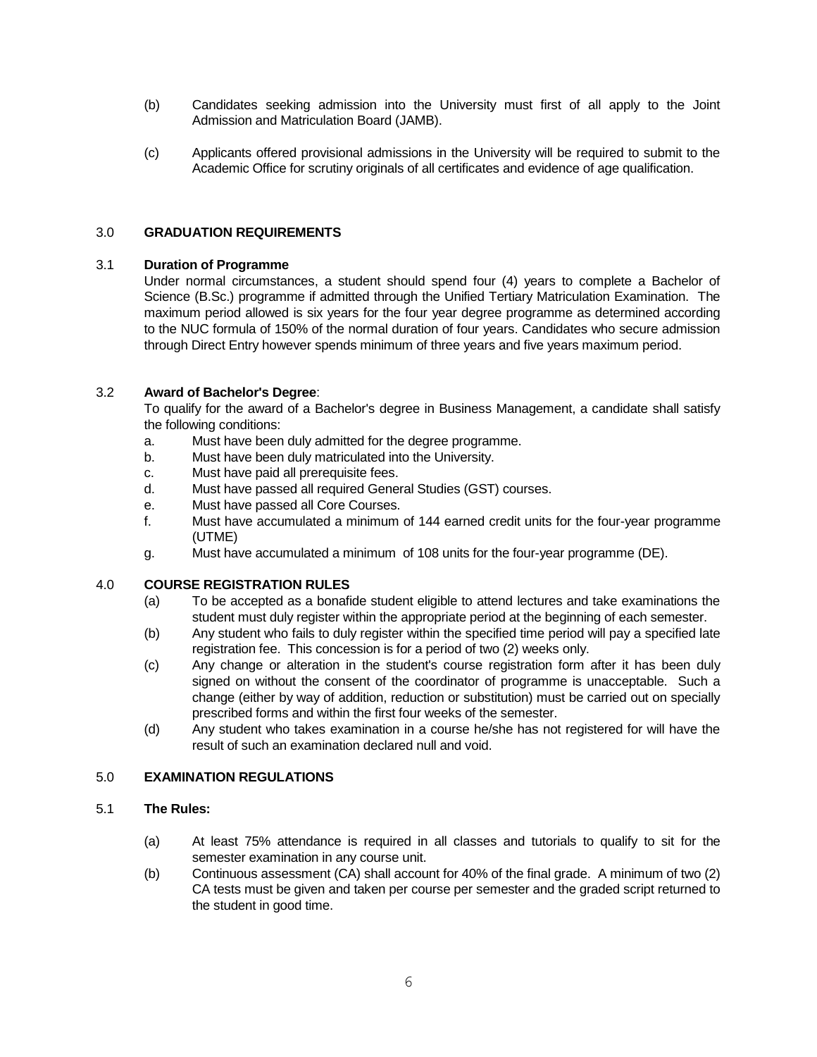(b) Candidates seeking admission into the University must first of all apply to the Joint Admission and Matriculation Board (JAMB).

(c) Applicants offered provisional admissions in the University will be required to submit to the Academic Office for scrutiny originals of all certificates and evidence of age qualification.

## 3.0 GRADUATION REQUIREMENTS

### 3.1 Duration of Programme

Under normal circumstances, a student should spend four (4) years to complete a Bachelor of Science (B.Sc.) programme if admitted through the Unified Tertiary Matriculation Examination. The maximum period allowed is six years for the four year degree programme as determined according to the NUC formula of 150% of the normal duration of four years. Candidates who secure admission through Direct Entry however spends minimum of three years and five years maximum period.

### 3.2 Award of Bachelor's Degree:

To qualify for the award of a Bachelor's degree in Business Management, a candidate shall satisfy the following conditions:

a. Must have been duly admitted for the degree programme.
b. Must have been duly matriculated into the University.
c. Must have paid all prerequisite fees.
d. Must have passed all required General Studies (GST) courses.
e. Must have passed all Core Courses.
f. Must have accumulated a minimum of 144 earned credit units for the four-year programme (UTME)
g. Must have accumulated a minimum of 108 units for the four-year programme (DE).

## 4.0 COURSE REGISTRATION RULES

(a) To be accepted as a bonafide student eligible to attend lectures and take examinations the student must duly register within the appropriate period at the beginning of each semester.

(b) Any student who fails to duly register within the specified time period will pay a specified late registration fee. This concession is for a period of two (2) weeks only.

(c) Any change or alteration in the student's course registration form after it has been duly signed on without the consent of the coordinator of programme is unacceptable. Such a change (either by way of addition, reduction or substitution) must be carried out on specially prescribed forms and within the first four weeks of the semester.

(d) Any student who takes examination in a course he/she has not registered for will have the result of such an examination declared null and void.

## 5.0 EXAMINATION REGULATIONS

### 5.1 The Rules:

(a) At least 75% attendance is required in all classes and tutorials to qualify to sit for the semester examination in any course unit.

(b) Continuous assessment (CA) shall account for 40% of the final grade. A minimum of two (2) CA tests must be given and taken per course per semester and the graded script returned to the student in good time.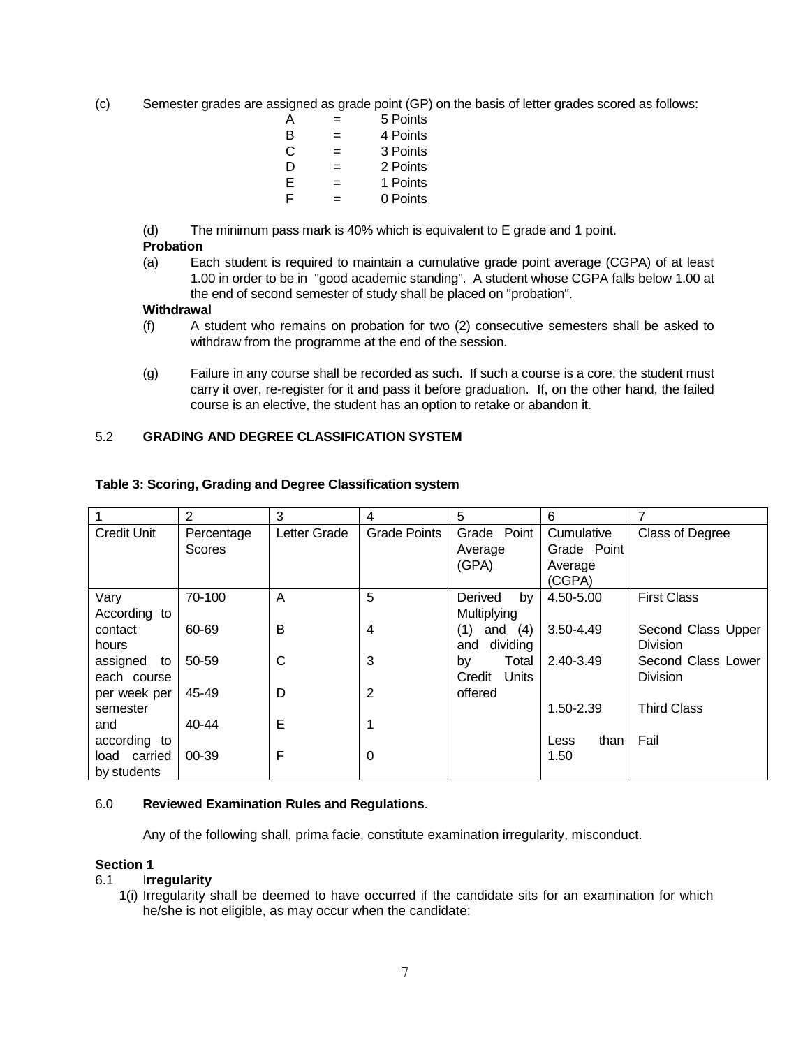(c) Semester grades are assigned as grade point (GP) on the basis of letter grades scored as follows:

A = 5 Points
B = 4 Points
C = 3 Points
D = 2 Points
E = 1 Points
F = 0 Points

(d) The minimum pass mark is 40% which is equivalent to E grade and 1 point.

**Probation**

(a) Each student is required to maintain a cumulative grade point average (CGPA) of at least 1.00 in order to be in "good academic standing". A student whose CGPA falls below 1.00 at the end of second semester of study shall be placed on "probation".

**Withdrawal**

(f) A student who remains on probation for two (2) consecutive semesters shall be asked to withdraw from the programme at the end of the session.

(g) Failure in any course shall be recorded as such. If such a course is a core, the student must carry it over, re-register for it and pass it before graduation. If, on the other hand, the failed course is an elective, the student has an option to retake or abandon it.

5.2 **GRADING AND DEGREE CLASSIFICATION SYSTEM**

**Table 3: Scoring, Grading and Degree Classification system**

| 1 | 2 | 3 | 4 | 5 | 6 | 7 |
|---|---|---|---|---|---|---|
| Credit Unit | Percentage Scores | Letter Grade | Grade Points | Grade Point Average (GPA) | Cumulative Grade Point Average (CGPA) | Class of Degree |
| Vary According to contact hours assigned to each course per week per semester and according to load carried by students | 70-100 | A | 5 | Derived by Multiplying (1) and (4) and dividing by Total Credit Units offered | 4.50-5.00 | First Class |
| | 60-69 | B | 4 | | 3.50-4.49 | Second Class Upper Division |
| | 50-59 | C | 3 | | 2.40-3.49 | Second Class Lower Division |
| | 45-49 | D | 2 | | 1.50-2.39 | Third Class |
| | 40-44 | E | 1 | | Less than 1.50 | Fail |
| | 00-39 | F | 0 | | | |

6.0 **Reviewed Examination Rules and Regulations**.

Any of the following shall, prima facie, constitute examination irregularity, misconduct.

**Section 1**

6.1 **Irregularity**

1(i) Irregularity shall be deemed to have occurred if the candidate sits for an examination for which he/she is not eligible, as may occur when the candidate: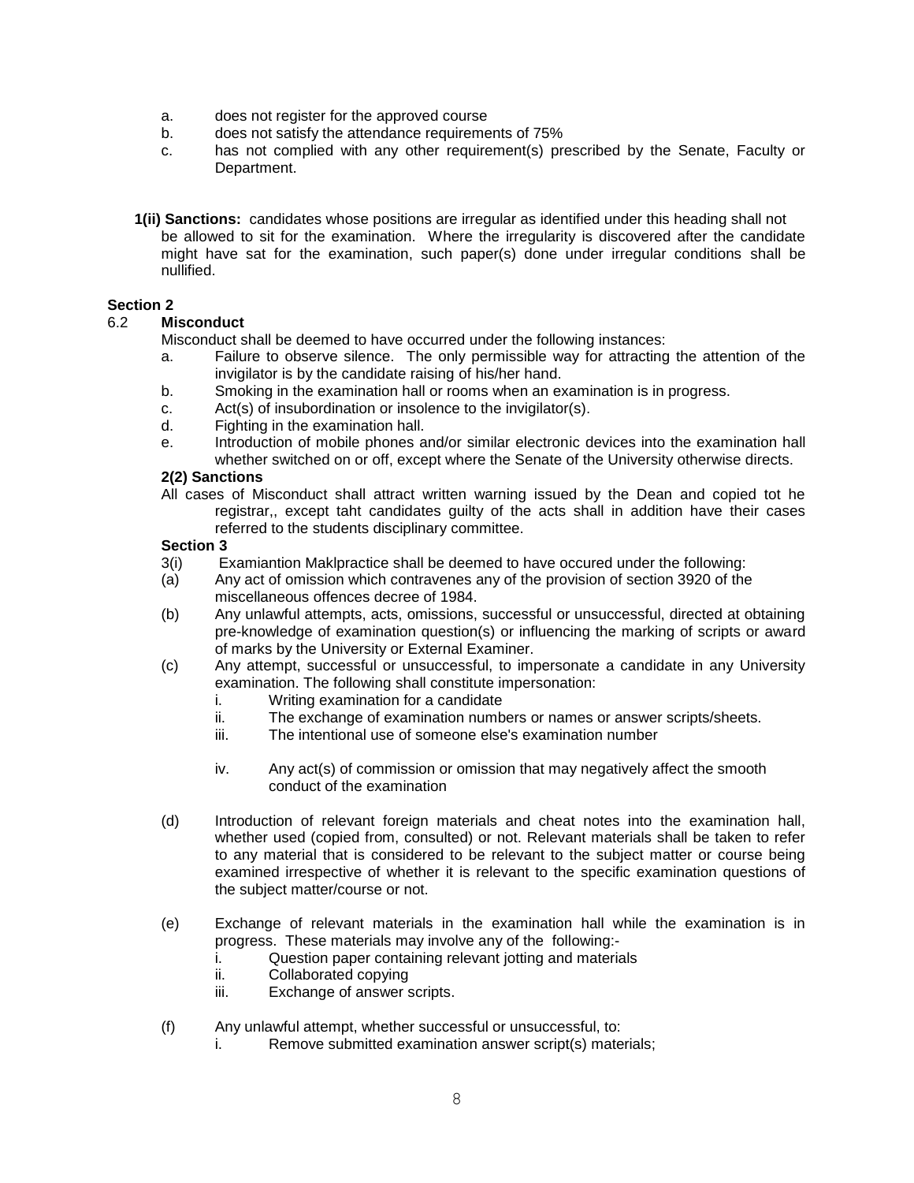a. does not register for the approved course
b. does not satisfy the attendance requirements of 75%
c. has not complied with any other requirement(s) prescribed by the Senate, Faculty or Department.

**1(ii) Sanctions:** candidates whose positions are irregular as identified under this heading shall not be allowed to sit for the examination. Where the irregularity is discovered after the candidate might have sat for the examination, such paper(s) done under irregular conditions shall be nullified.

**Section 2**

6.2 **Misconduct**

Misconduct shall be deemed to have occurred under the following instances:

a. Failure to observe silence. The only permissible way for attracting the attention of the invigilator is by the candidate raising of his/her hand.
b. Smoking in the examination hall or rooms when an examination is in progress.
c. Act(s) of insubordination or insolence to the invigilator(s).
d. Fighting in the examination hall.
e. Introduction of mobile phones and/or similar electronic devices into the examination hall whether switched on or off, except where the Senate of the University otherwise directs.

**2(2) Sanctions**

All cases of Misconduct shall attract written warning issued by the Dean and copied tot he registrar,, except taht candidates guilty of the acts shall in addition have their cases referred to the students disciplinary committee.

**Section 3**

3(i) Examiantion Maklpractice shall be deemed to have occured under the following:

(a) Any act of omission which contravenes any of the provision of section 3920 of the miscellaneous offences decree of 1984.

(b) Any unlawful attempts, acts, omissions, successful or unsuccessful, directed at obtaining pre-knowledge of examination question(s) or influencing the marking of scripts or award of marks by the University or External Examiner.

(c) Any attempt, successful or unsuccessful, to impersonate a candidate in any University examination. The following shall constitute impersonation:
   i. Writing examination for a candidate
   ii. The exchange of examination numbers or names or answer scripts/sheets.
   iii. The intentional use of someone else's examination number
   iv. Any act(s) of commission or omission that may negatively affect the smooth conduct of the examination

(d) Introduction of relevant foreign materials and cheat notes into the examination hall, whether used (copied from, consulted) or not. Relevant materials shall be taken to refer to any material that is considered to be relevant to the subject matter or course being examined irrespective of whether it is relevant to the specific examination questions of the subject matter/course or not.

(e) Exchange of relevant materials in the examination hall while the examination is in progress. These materials may involve any of the following:-
   i. Question paper containing relevant jotting and materials
   ii. Collaborated copying
   iii. Exchange of answer scripts.

(f) Any unlawful attempt, whether successful or unsuccessful, to:
   i. Remove submitted examination answer script(s) materials;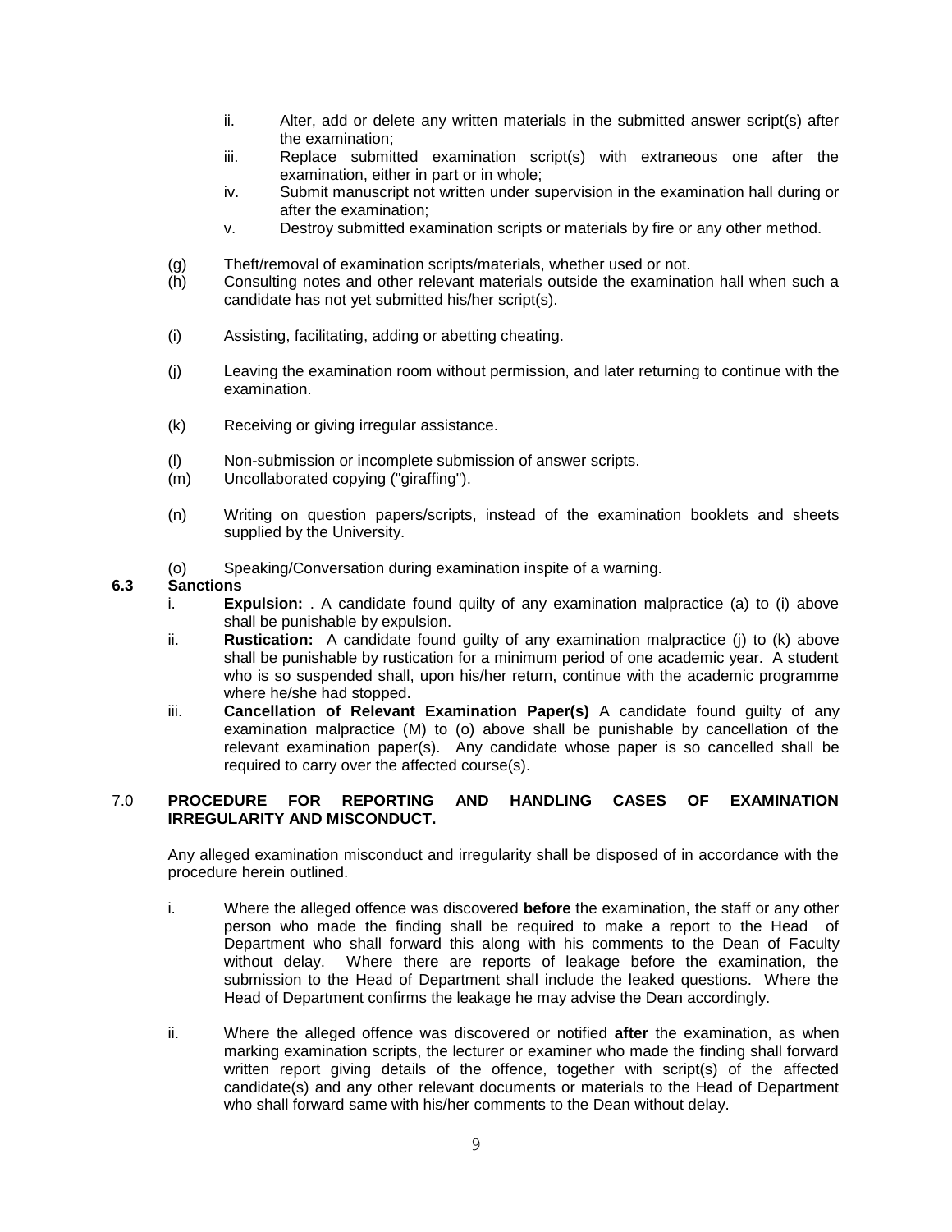ii. Alter, add or delete any written materials in the submitted answer script(s) after the examination;

iii. Replace submitted examination script(s) with extraneous one after the examination, either in part or in whole;

iv. Submit manuscript not written under supervision in the examination hall during or after the examination;

v. Destroy submitted examination scripts or materials by fire or any other method.

(g) Theft/removal of examination scripts/materials, whether used or not.

(h) Consulting notes and other relevant materials outside the examination hall when such a candidate has not yet submitted his/her script(s).

(i) Assisting, facilitating, adding or abetting cheating.

(j) Leaving the examination room without permission, and later returning to continue with the examination.

(k) Receiving or giving irregular assistance.

(l) Non-submission or incomplete submission of answer scripts.

(m) Uncollaborated copying ("giraffing").

(n) Writing on question papers/scripts, instead of the examination booklets and sheets supplied by the University.

(o) Speaking/Conversation during examination inspite of a warning.

**6.3 Sanctions**

i. **Expulsion:** . A candidate found quilty of any examination malpractice (a) to (i) above shall be punishable by expulsion.

ii. **Rustication:** A candidate found guilty of any examination malpractice (j) to (k) above shall be punishable by rustication for a minimum period of one academic year. A student who is so suspended shall, upon his/her return, continue with the academic programme where he/she had stopped.

iii. **Cancellation of Relevant Examination Paper(s)** A candidate found guilty of any examination malpractice (M) to (o) above shall be punishable by cancellation of the relevant examination paper(s). Any candidate whose paper is so cancelled shall be required to carry over the affected course(s).

7.0 **PROCEDURE FOR REPORTING AND HANDLING CASES OF EXAMINATION IRREGULARITY AND MISCONDUCT.**

Any alleged examination misconduct and irregularity shall be disposed of in accordance with the procedure herein outlined.

i. Where the alleged offence was discovered **before** the examination, the staff or any other person who made the finding shall be required to make a report to the Head of Department who shall forward this along with his comments to the Dean of Faculty without delay. Where there are reports of leakage before the examination, the submission to the Head of Department shall include the leaked questions. Where the Head of Department confirms the leakage he may advise the Dean accordingly.

ii. Where the alleged offence was discovered or notified **after** the examination, as when marking examination scripts, the lecturer or examiner who made the finding shall forward written report giving details of the offence, together with script(s) of the affected candidate(s) and any other relevant documents or materials to the Head of Department who shall forward same with his/her comments to the Dean without delay.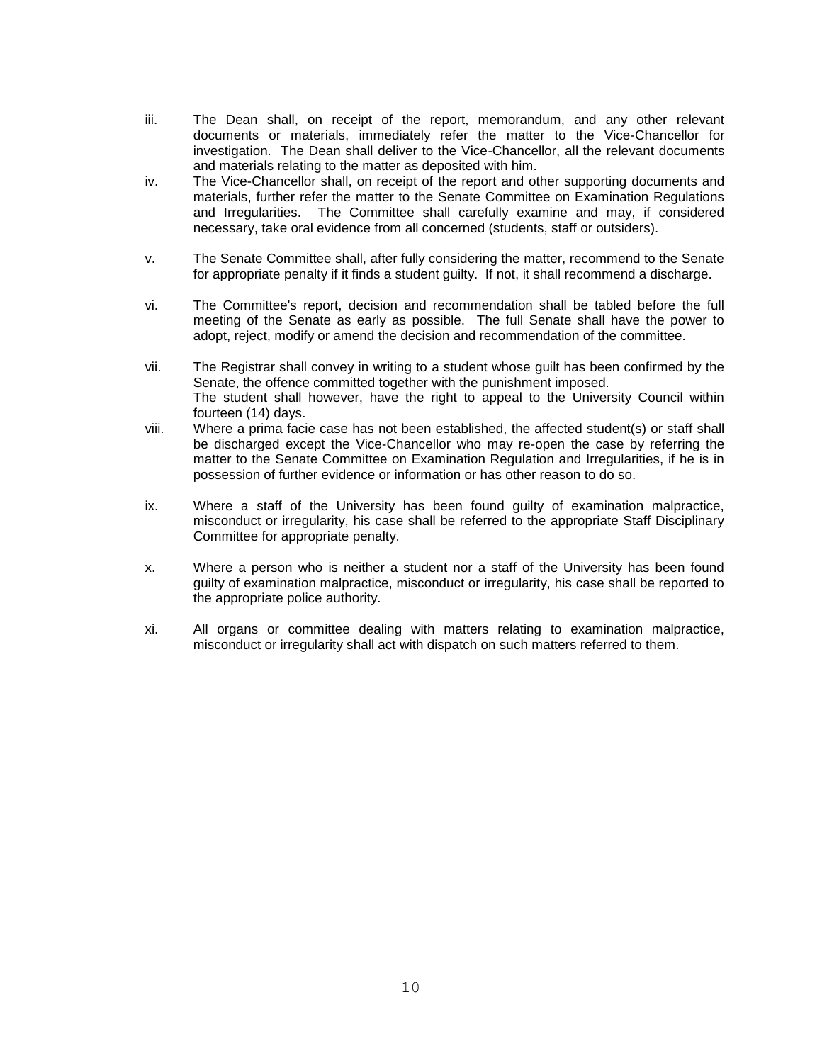iii. The Dean shall, on receipt of the report, memorandum, and any other relevant documents or materials, immediately refer the matter to the Vice-Chancellor for investigation. The Dean shall deliver to the Vice-Chancellor, all the relevant documents and materials relating to the matter as deposited with him.

iv. The Vice-Chancellor shall, on receipt of the report and other supporting documents and materials, further refer the matter to the Senate Committee on Examination Regulations and Irregularities. The Committee shall carefully examine and may, if considered necessary, take oral evidence from all concerned (students, staff or outsiders).

v. The Senate Committee shall, after fully considering the matter, recommend to the Senate for appropriate penalty if it finds a student guilty. If not, it shall recommend a discharge.

vi. The Committee's report, decision and recommendation shall be tabled before the full meeting of the Senate as early as possible. The full Senate shall have the power to adopt, reject, modify or amend the decision and recommendation of the committee.

vii. The Registrar shall convey in writing to a student whose guilt has been confirmed by the Senate, the offence committed together with the punishment imposed.
The student shall however, have the right to appeal to the University Council within fourteen (14) days.

viii. Where a prima facie case has not been established, the affected student(s) or staff shall be discharged except the Vice-Chancellor who may re-open the case by referring the matter to the Senate Committee on Examination Regulation and Irregularities, if he is in possession of further evidence or information or has other reason to do so.

ix. Where a staff of the University has been found guilty of examination malpractice, misconduct or irregularity, his case shall be referred to the appropriate Staff Disciplinary Committee for appropriate penalty.

x. Where a person who is neither a student nor a staff of the University has been found guilty of examination malpractice, misconduct or irregularity, his case shall be reported to the appropriate police authority.

xi. All organs or committee dealing with matters relating to examination malpractice, misconduct or irregularity shall act with dispatch on such matters referred to them.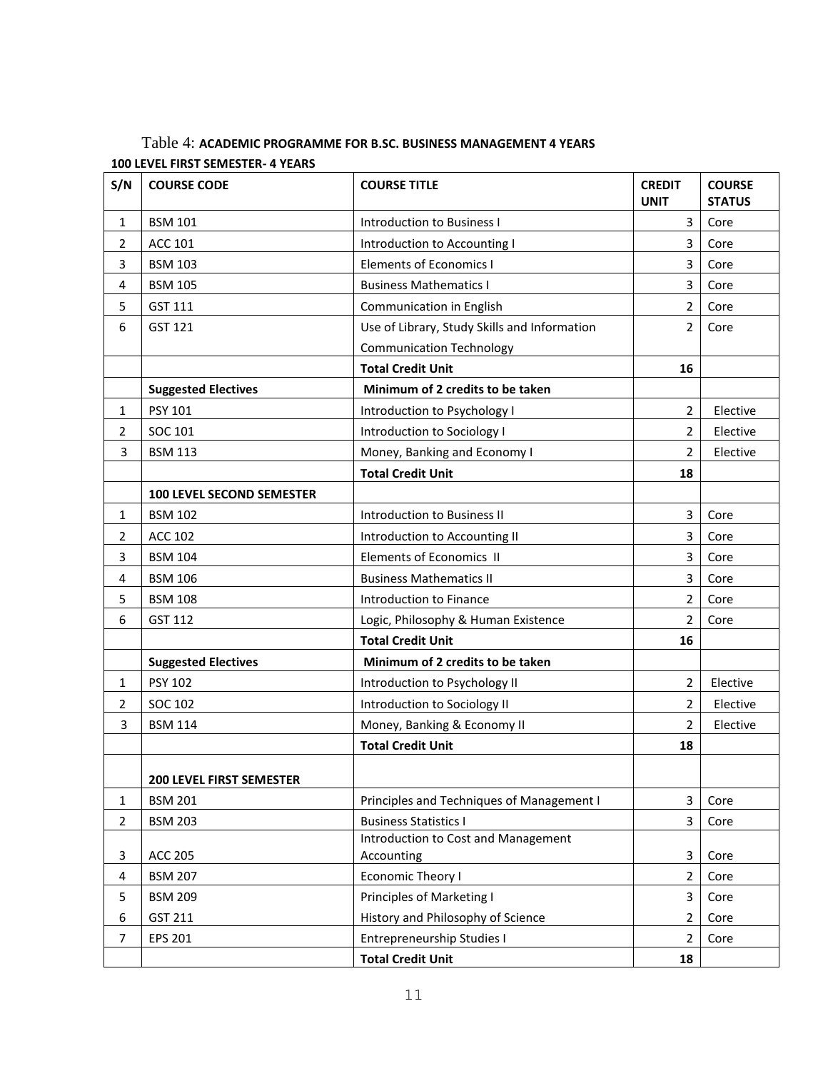Table 4: **ACADEMIC PROGRAMME FOR B.SC. BUSINESS MANAGEMENT 4 YEARS**

**100 LEVEL FIRST SEMESTER- 4 YEARS**

| S/N | COURSE CODE | COURSE TITLE | CREDIT UNIT | COURSE STATUS |
|---|---|---|---|---|
| 1 | BSM 101 | Introduction to Business I | 3 | Core |
| 2 | ACC 101 | Introduction to Accounting I | 3 | Core |
| 3 | BSM 103 | Elements of Economics I | 3 | Core |
| 4 | BSM 105 | Business Mathematics I | 3 | Core |
| 5 | GST 111 | Communication in English | 2 | Core |
| 6 | GST 121 | Use of Library, Study Skills and Information Communication Technology | 2 | Core |
| | | **Total Credit Unit** | **16** | |
| | **Suggested Electives** | **Minimum of 2 credits to be taken** | | |
| 1 | PSY 101 | Introduction to Psychology I | 2 | Elective |
| 2 | SOC 101 | Introduction to Sociology I | 2 | Elective |
| 3 | BSM 113 | Money, Banking and Economy I | 2 | Elective |
| | | **Total Credit Unit** | **18** | |
| | **100 LEVEL SECOND SEMESTER** | | | |
| 1 | BSM 102 | Introduction to Business II | 3 | Core |
| 2 | ACC 102 | Introduction to Accounting II | 3 | Core |
| 3 | BSM 104 | Elements of Economics II | 3 | Core |
| 4 | BSM 106 | Business Mathematics II | 3 | Core |
| 5 | BSM 108 | Introduction to Finance | 2 | Core |
| 6 | GST 112 | Logic, Philosophy & Human Existence | 2 | Core |
| | | **Total Credit Unit** | **16** | |
| | **Suggested Electives** | **Minimum of 2 credits to be taken** | | |
| 1 | PSY 102 | Introduction to Psychology II | 2 | Elective |
| 2 | SOC 102 | Introduction to Sociology II | 2 | Elective |
| 3 | BSM 114 | Money, Banking & Economy II | 2 | Elective |
| | | **Total Credit Unit** | **18** | |
| | **200 LEVEL FIRST SEMESTER** | | | |
| 1 | BSM 201 | Principles and Techniques of Management I | 3 | Core |
| 2 | BSM 203 | Business Statistics I | 3 | Core |
| 3 | ACC 205 | Introduction to Cost and Management Accounting | 3 | Core |
| 4 | BSM 207 | Economic Theory I | 2 | Core |
| 5 | BSM 209 | Principles of Marketing I | 3 | Core |
| 6 | GST 211 | History and Philosophy of Science | 2 | Core |
| 7 | EPS 201 | Entrepreneurship Studies I | 2 | Core |
| | | **Total Credit Unit** | **18** | |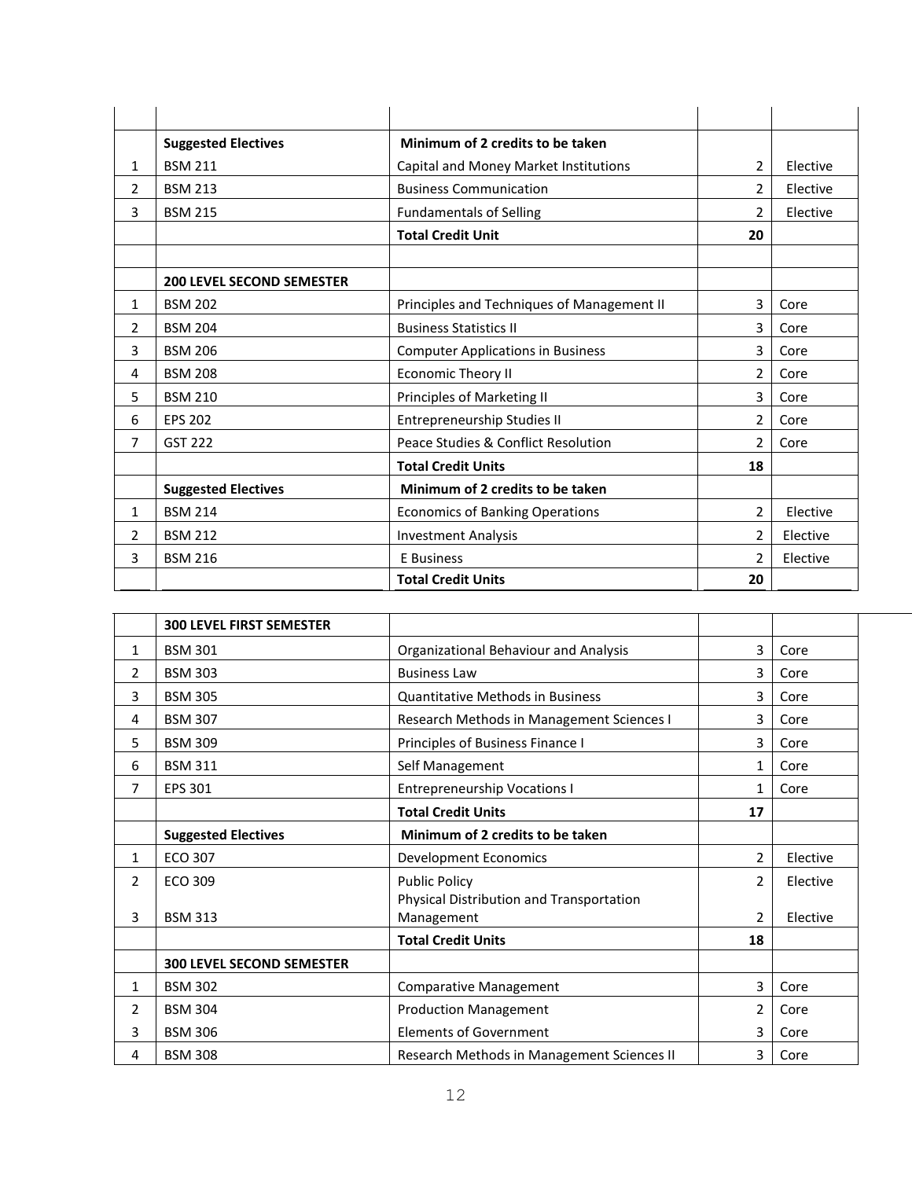| | | | | |
|---|---|---|---|---|
| | | | | |
| | **Suggested Electives** | **Minimum of 2 credits to be taken** | | |
| 1 | BSM 211 | Capital and Money Market Institutions | 2 | Elective |
| 2 | BSM 213 | Business Communication | 2 | Elective |
| 3 | BSM 215 | Fundamentals of Selling | 2 | Elective |
| | | **Total Credit Unit** | **20** | |
| | | | | |
| | **200 LEVEL SECOND SEMESTER** | | | |
| 1 | BSM 202 | Principles and Techniques of Management II | 3 | Core |
| 2 | BSM 204 | Business Statistics II | 3 | Core |
| 3 | BSM 206 | Computer Applications in Business | 3 | Core |
| 4 | BSM 208 | Economic Theory II | 2 | Core |
| 5 | BSM 210 | Principles of Marketing II | 3 | Core |
| 6 | EPS 202 | Entrepreneurship Studies II | 2 | Core |
| 7 | GST 222 | Peace Studies & Conflict Resolution | 2 | Core |
| | | **Total Credit Units** | **18** | |
| | **Suggested Electives** | **Minimum of 2 credits to be taken** | | |
| 1 | BSM 214 | Economics of Banking Operations | 2 | Elective |
| 2 | BSM 212 | Investment Analysis | 2 | Elective |
| 3 | BSM 216 | E Business | 2 | Elective |
| | | **Total Credit Units** | **20** | |

| | | | | |
|---|---|---|---|---|
| | **300 LEVEL FIRST SEMESTER** | | | |
| 1 | BSM 301 | Organizational Behaviour and Analysis | 3 | Core |
| 2 | BSM 303 | Business Law | 3 | Core |
| 3 | BSM 305 | Quantitative Methods in Business | 3 | Core |
| 4 | BSM 307 | Research Methods in Management Sciences I | 3 | Core |
| 5 | BSM 309 | Principles of Business Finance I | 3 | Core |
| 6 | BSM 311 | Self Management | 1 | Core |
| 7 | EPS 301 | Entrepreneurship Vocations I | 1 | Core |
| | | **Total Credit Units** | **17** | |
| | **Suggested Electives** | **Minimum of 2 credits to be taken** | | |
| 1 | ECO 307 | Development Economics | 2 | Elective |
| 2 | ECO 309 | Public Policy | 2 | Elective |
| 3 | BSM 313 | Physical Distribution and Transportation Management | 2 | Elective |
| | | **Total Credit Units** | **18** | |
| | **300 LEVEL SECOND SEMESTER** | | | |
| 1 | BSM 302 | Comparative Management | 3 | Core |
| 2 | BSM 304 | Production Management | 2 | Core |
| 3 | BSM 306 | Elements of Government | 3 | Core |
| 4 | BSM 308 | Research Methods in Management Sciences II | 3 | Core |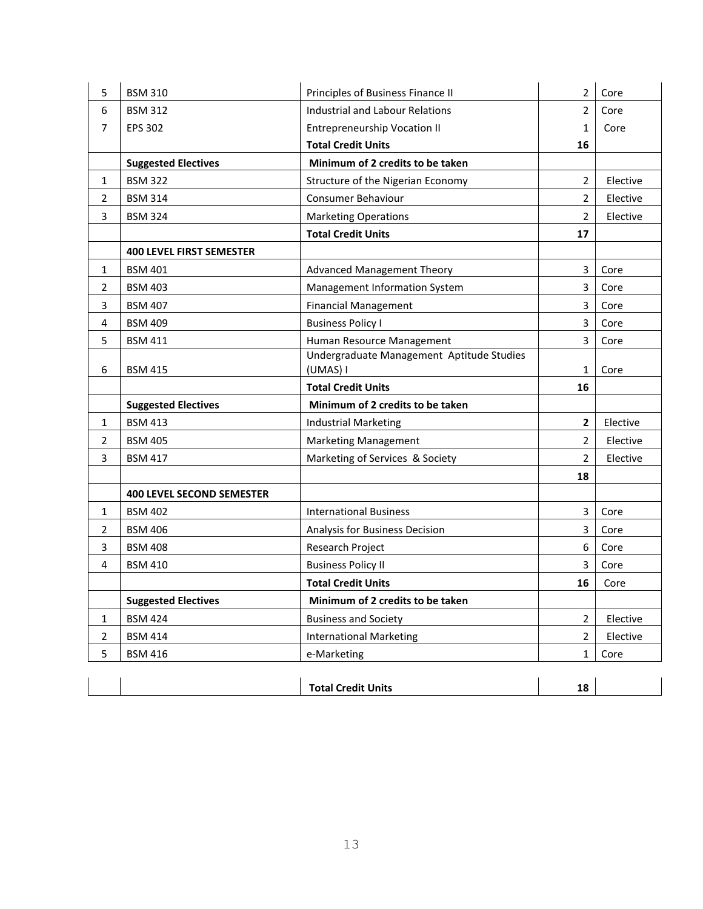| | | | | |
|---|---|---|---|---|
| 5 | BSM 310 | Principles of Business Finance II | 2 | Core |
| 6 | BSM 312 | Industrial and Labour Relations | 2 | Core |
| 7 | EPS 302 | Entrepreneurship Vocation II | 1 | Core |
| | | **Total Credit Units** | **16** | |
| | **Suggested Electives** | **Minimum of 2 credits to be taken** | | |
| 1 | BSM 322 | Structure of the Nigerian Economy | 2 | Elective |
| 2 | BSM 314 | Consumer Behaviour | 2 | Elective |
| 3 | BSM 324 | Marketing Operations | 2 | Elective |
| | | **Total Credit Units** | **17** | |
| | **400 LEVEL FIRST SEMESTER** | | | |
| 1 | BSM 401 | Advanced Management Theory | 3 | Core |
| 2 | BSM 403 | Management Information System | 3 | Core |
| 3 | BSM 407 | Financial Management | 3 | Core |
| 4 | BSM 409 | Business Policy I | 3 | Core |
| 5 | BSM 411 | Human Resource Management | 3 | Core |
| 6 | BSM 415 | Undergraduate Management Aptitude Studies (UMAS) I | 1 | Core |
| | | **Total Credit Units** | **16** | |
| | **Suggested Electives** | **Minimum of 2 credits to be taken** | | |
| 1 | BSM 413 | Industrial Marketing | **2** | Elective |
| 2 | BSM 405 | Marketing Management | 2 | Elective |
| 3 | BSM 417 | Marketing of Services & Society | 2 | Elective |
| | | | **18** | |
| | **400 LEVEL SECOND SEMESTER** | | | |
| 1 | BSM 402 | International Business | 3 | Core |
| 2 | BSM 406 | Analysis for Business Decision | 3 | Core |
| 3 | BSM 408 | Research Project | 6 | Core |
| 4 | BSM 410 | Business Policy II | 3 | Core |
| | | **Total Credit Units** | **16** | Core |
| | **Suggested Electives** | **Minimum of 2 credits to be taken** | | |
| 1 | BSM 424 | Business and Society | 2 | Elective |
| 2 | BSM 414 | International Marketing | 2 | Elective |
| 5 | BSM 416 | e-Marketing | 1 | Core |
| | | **Total Credit Units** | **18** | |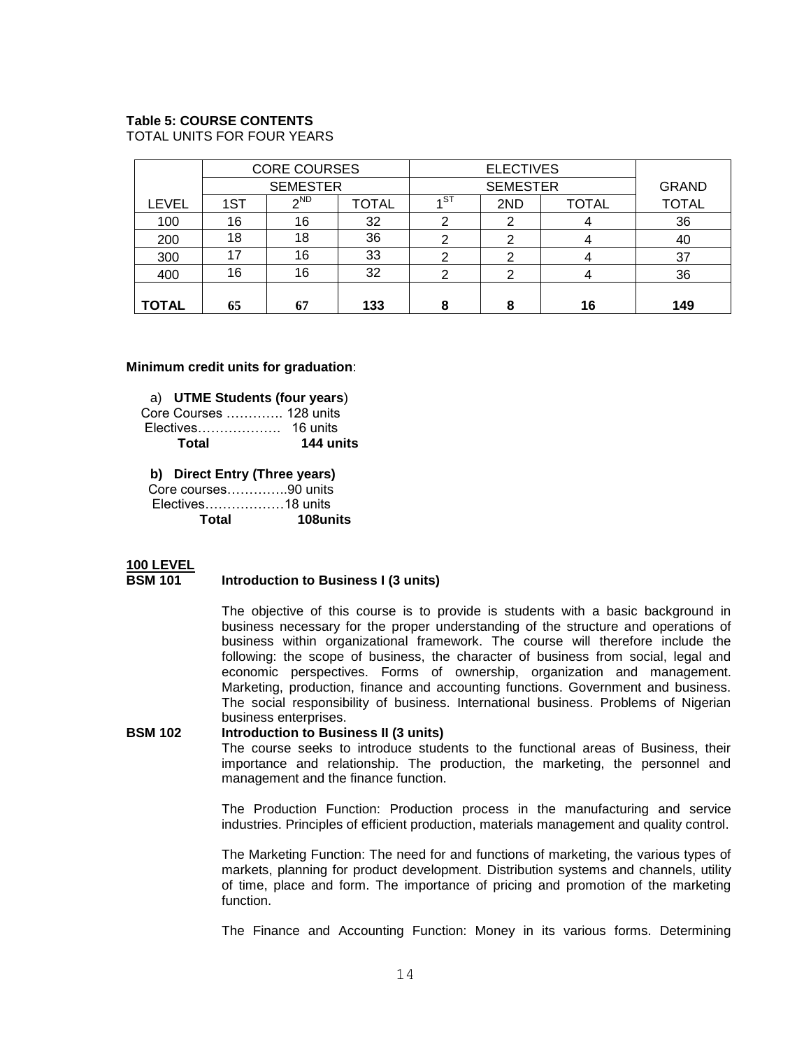**Table 5: COURSE CONTENTS**
TOTAL UNITS FOR FOUR YEARS

| | CORE COURSES | | | ELECTIVES | | | |
|---|---|---|---|---|---|---|---|
| | SEMESTER | | | SEMESTER | | | GRAND |
| LEVEL | 1ST | 2ND | TOTAL | 1ST | 2ND | TOTAL | TOTAL |
| 100 | 16 | 16 | 32 | 2 | 2 | 4 | 36 |
| 200 | 18 | 18 | 36 | 2 | 2 | 4 | 40 |
| 300 | 17 | 16 | 33 | 2 | 2 | 4 | 37 |
| 400 | 16 | 16 | 32 | 2 | 2 | 4 | 36 |
| **TOTAL** | **65** | **67** | **133** | **8** | **8** | **16** | **149** |

**Minimum credit units for graduation**:

a) **UTME Students (four years**)

Core Courses …………. 128 units
Electives………………. 16 units
**Total 144 units**

**b) Direct Entry (Three years)**

Core courses…………..90 units
Electives………………18 units
**Total 108units**

## 100 LEVEL

**BSM 101 Introduction to Business I (3 units)**

The objective of this course is to provide is students with a basic background in business necessary for the proper understanding of the structure and operations of business within organizational framework. The course will therefore include the following: the scope of business, the character of business from social, legal and economic perspectives. Forms of ownership, organization and management. Marketing, production, finance and accounting functions. Government and business. The social responsibility of business. International business. Problems of Nigerian business enterprises.

**BSM 102 Introduction to Business II (3 units)**

The course seeks to introduce students to the functional areas of Business, their importance and relationship. The production, the marketing, the personnel and management and the finance function.

The Production Function: Production process in the manufacturing and service industries. Principles of efficient production, materials management and quality control.

The Marketing Function: The need for and functions of marketing, the various types of markets, planning for product development. Distribution systems and channels, utility of time, place and form. The importance of pricing and promotion of the marketing function.

The Finance and Accounting Function: Money in its various forms. Determining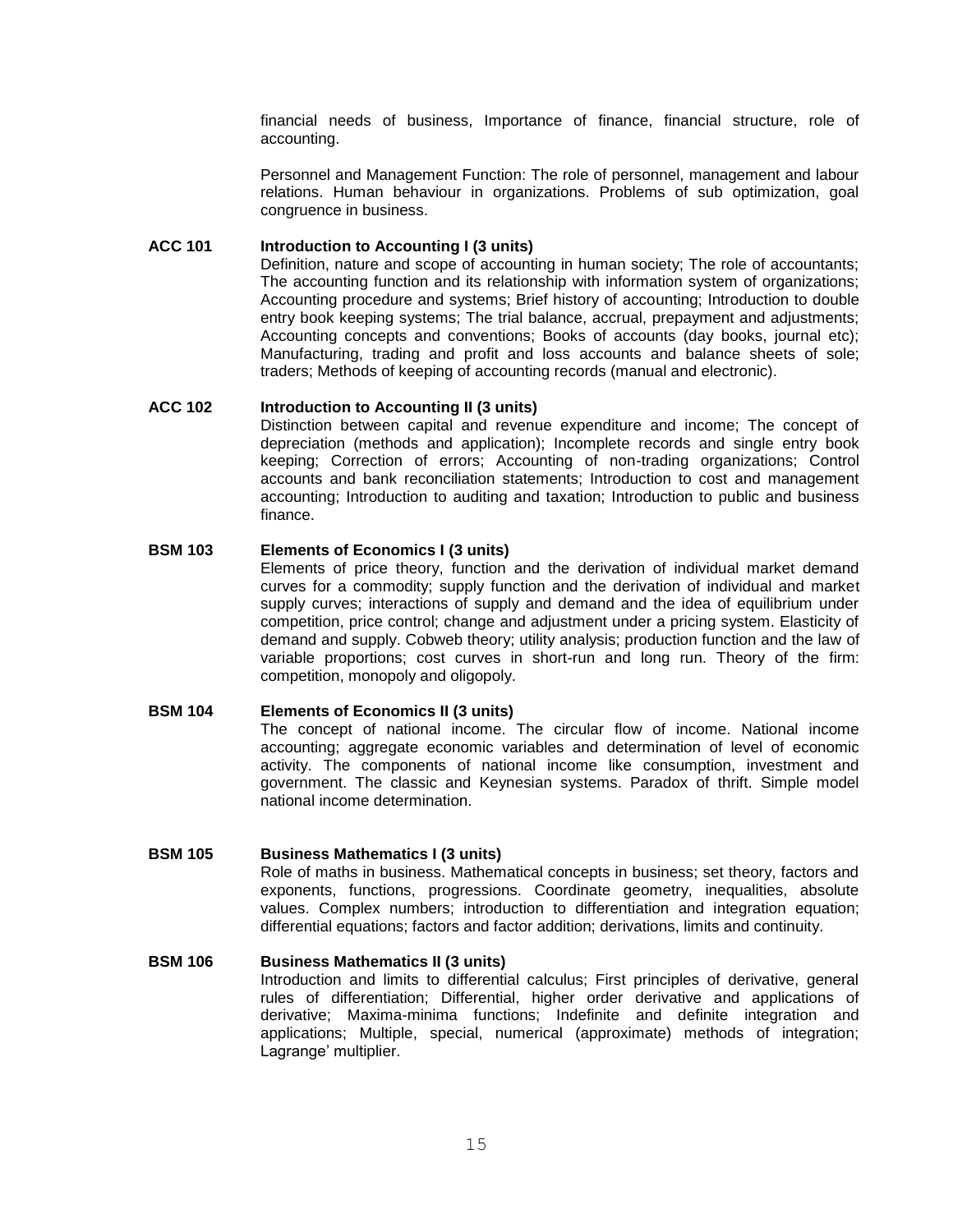financial needs of business, Importance of finance, financial structure, role of accounting.

Personnel and Management Function: The role of personnel, management and labour relations. Human behaviour in organizations. Problems of sub optimization, goal congruence in business.

**ACC 101 Introduction to Accounting I (3 units)**

Definition, nature and scope of accounting in human society; The role of accountants; The accounting function and its relationship with information system of organizations; Accounting procedure and systems; Brief history of accounting; Introduction to double entry book keeping systems; The trial balance, accrual, prepayment and adjustments; Accounting concepts and conventions; Books of accounts (day books, journal etc); Manufacturing, trading and profit and loss accounts and balance sheets of sole; traders; Methods of keeping of accounting records (manual and electronic).

**ACC 102 Introduction to Accounting II (3 units)**

Distinction between capital and revenue expenditure and income; The concept of depreciation (methods and application); Incomplete records and single entry book keeping; Correction of errors; Accounting of non-trading organizations; Control accounts and bank reconciliation statements; Introduction to cost and management accounting; Introduction to auditing and taxation; Introduction to public and business finance.

**BSM 103 Elements of Economics I (3 units)**

Elements of price theory, function and the derivation of individual market demand curves for a commodity; supply function and the derivation of individual and market supply curves; interactions of supply and demand and the idea of equilibrium under competition, price control; change and adjustment under a pricing system. Elasticity of demand and supply. Cobweb theory; utility analysis; production function and the law of variable proportions; cost curves in short-run and long run. Theory of the firm: competition, monopoly and oligopoly.

**BSM 104 Elements of Economics II (3 units)**

The concept of national income. The circular flow of income. National income accounting; aggregate economic variables and determination of level of economic activity. The components of national income like consumption, investment and government. The classic and Keynesian systems. Paradox of thrift. Simple model national income determination.

**BSM 105 Business Mathematics I (3 units)**

Role of maths in business. Mathematical concepts in business; set theory, factors and exponents, functions, progressions. Coordinate geometry, inequalities, absolute values. Complex numbers; introduction to differentiation and integration equation; differential equations; factors and factor addition; derivations, limits and continuity.

**BSM 106 Business Mathematics II (3 units)**

Introduction and limits to differential calculus; First principles of derivative, general rules of differentiation; Differential, higher order derivative and applications of derivative; Maxima-minima functions; Indefinite and definite integration and applications; Multiple, special, numerical (approximate) methods of integration; Lagrange' multiplier.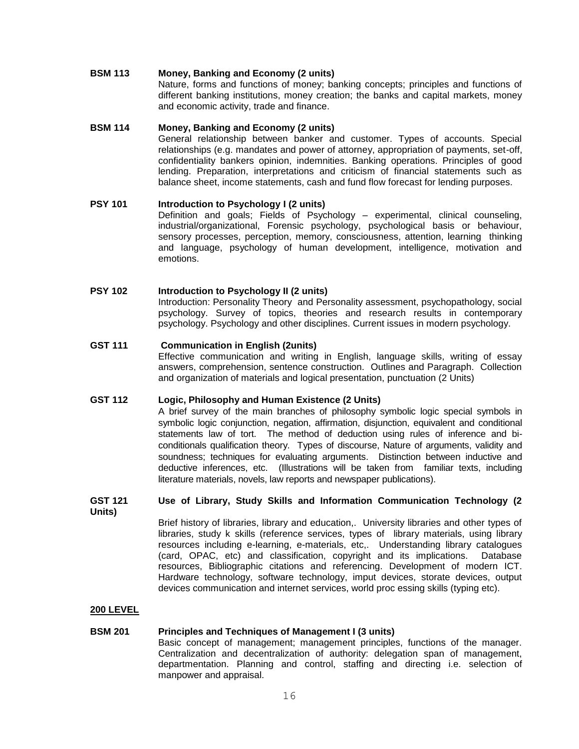**BSM 113 Money, Banking and Economy (2 units)**

Nature, forms and functions of money; banking concepts; principles and functions of different banking institutions, money creation; the banks and capital markets, money and economic activity, trade and finance.

**BSM 114 Money, Banking and Economy (2 units)**

General relationship between banker and customer. Types of accounts. Special relationships (e.g. mandates and power of attorney, appropriation of payments, set-off, confidentiality bankers opinion, indemnities. Banking operations. Principles of good lending. Preparation, interpretations and criticism of financial statements such as balance sheet, income statements, cash and fund flow forecast for lending purposes.

**PSY 101 Introduction to Psychology I (2 units)**

Definition and goals; Fields of Psychology – experimental, clinical counseling, industrial/organizational, Forensic psychology, psychological basis or behaviour, sensory processes, perception, memory, consciousness, attention, learning thinking and language, psychology of human development, intelligence, motivation and emotions.

**PSY 102 Introduction to Psychology II (2 units)**

Introduction: Personality Theory and Personality assessment, psychopathology, social psychology. Survey of topics, theories and research results in contemporary psychology. Psychology and other disciplines. Current issues in modern psychology.

**GST 111 Communication in English (2units)**

Effective communication and writing in English, language skills, writing of essay answers, comprehension, sentence construction. Outlines and Paragraph. Collection and organization of materials and logical presentation, punctuation (2 Units)

**GST 112 Logic, Philosophy and Human Existence (2 Units)**

A brief survey of the main branches of philosophy symbolic logic special symbols in symbolic logic conjunction, negation, affirmation, disjunction, equivalent and conditional statements law of tort. The method of deduction using rules of inference and bi-conditionals qualification theory. Types of discourse, Nature of arguments, validity and soundness; techniques for evaluating arguments. Distinction between inductive and deductive inferences, etc. (Illustrations will be taken from familiar texts, including literature materials, novels, law reports and newspaper publications).

**GST 121 Use of Library, Study Skills and Information Communication Technology (2 Units)**

Brief history of libraries, library and education,. University libraries and other types of libraries, study k skills (reference services, types of library materials, using library resources including e-learning, e-materials, etc,. Understanding library catalogues (card, OPAC, etc) and classification, copyright and its implications. Database resources, Bibliographic citations and referencing. Development of modern ICT. Hardware technology, software technology, imput devices, storate devices, output devices communication and internet services, world proc essing skills (typing etc).

## 200 LEVEL

**BSM 201 Principles and Techniques of Management I (3 units)**

Basic concept of management; management principles, functions of the manager. Centralization and decentralization of authority: delegation span of management, departmentation. Planning and control, staffing and directing i.e. selection of manpower and appraisal.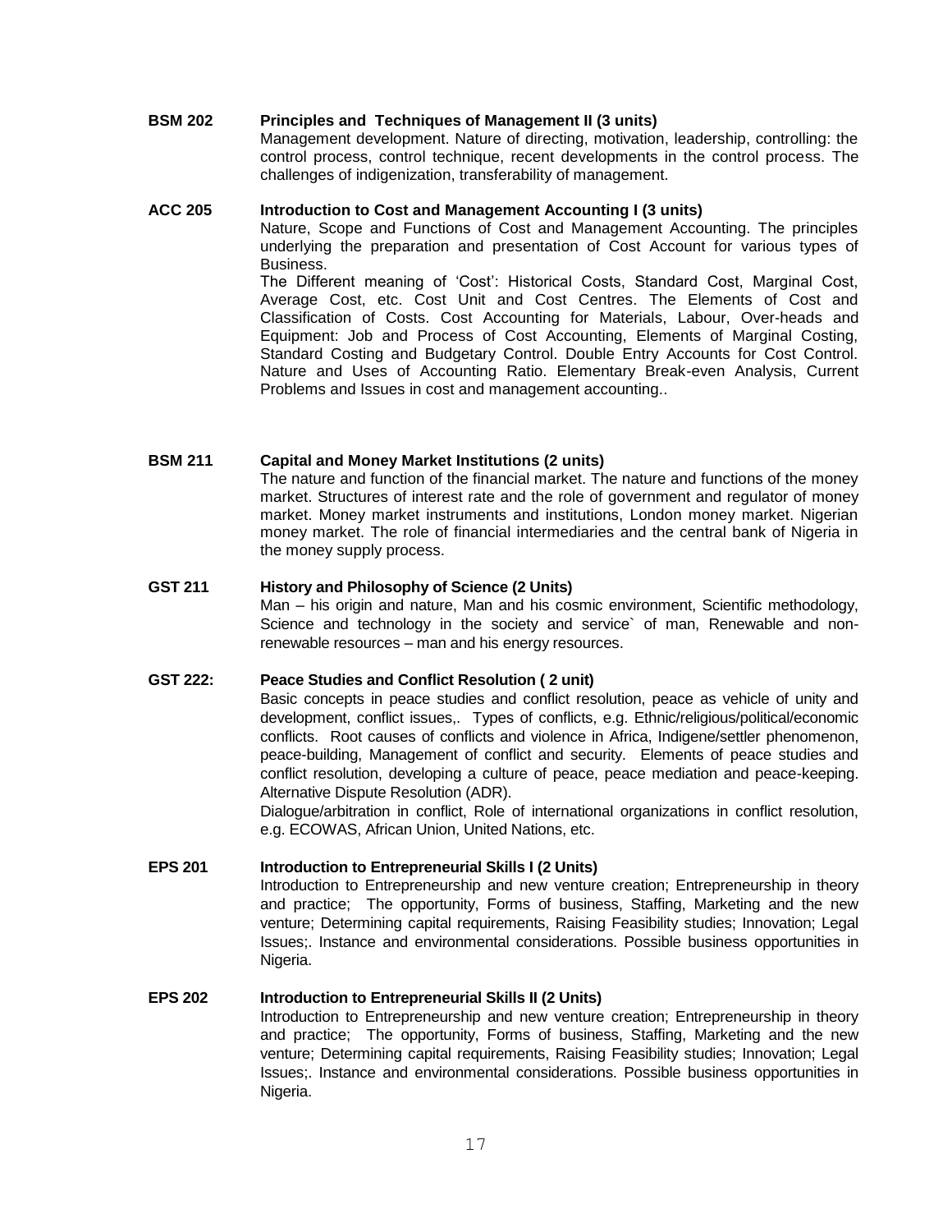**BSM 202 Principles and Techniques of Management II (3 units)**

Management development. Nature of directing, motivation, leadership, controlling: the control process, control technique, recent developments in the control process. The challenges of indigenization, transferability of management.

**ACC 205 Introduction to Cost and Management Accounting I (3 units)**

Nature, Scope and Functions of Cost and Management Accounting. The principles underlying the preparation and presentation of Cost Account for various types of Business.

The Different meaning of 'Cost': Historical Costs, Standard Cost, Marginal Cost, Average Cost, etc. Cost Unit and Cost Centres. The Elements of Cost and Classification of Costs. Cost Accounting for Materials, Labour, Over-heads and Equipment: Job and Process of Cost Accounting, Elements of Marginal Costing, Standard Costing and Budgetary Control. Double Entry Accounts for Cost Control. Nature and Uses of Accounting Ratio. Elementary Break-even Analysis, Current Problems and Issues in cost and management accounting..

**BSM 211 Capital and Money Market Institutions (2 units)**

The nature and function of the financial market. The nature and functions of the money market. Structures of interest rate and the role of government and regulator of money market. Money market instruments and institutions, London money market. Nigerian money market. The role of financial intermediaries and the central bank of Nigeria in the money supply process.

**GST 211 History and Philosophy of Science (2 Units)**

Man – his origin and nature, Man and his cosmic environment, Scientific methodology, Science and technology in the society and service` of man, Renewable and non-renewable resources – man and his energy resources.

**GST 222: Peace Studies and Conflict Resolution ( 2 unit)**

Basic concepts in peace studies and conflict resolution, peace as vehicle of unity and development, conflict issues,. Types of conflicts, e.g. Ethnic/religious/political/economic conflicts. Root causes of conflicts and violence in Africa, Indigene/settler phenomenon, peace-building, Management of conflict and security. Elements of peace studies and conflict resolution, developing a culture of peace, peace mediation and peace-keeping. Alternative Dispute Resolution (ADR).

Dialogue/arbitration in conflict, Role of international organizations in conflict resolution, e.g. ECOWAS, African Union, United Nations, etc.

**EPS 201 Introduction to Entrepreneurial Skills I (2 Units)**

Introduction to Entrepreneurship and new venture creation; Entrepreneurship in theory and practice; The opportunity, Forms of business, Staffing, Marketing and the new venture; Determining capital requirements, Raising Feasibility studies; Innovation; Legal Issues;. Instance and environmental considerations. Possible business opportunities in Nigeria.

**EPS 202 Introduction to Entrepreneurial Skills II (2 Units)**

Introduction to Entrepreneurship and new venture creation; Entrepreneurship in theory and practice; The opportunity, Forms of business, Staffing, Marketing and the new venture; Determining capital requirements, Raising Feasibility studies; Innovation; Legal Issues;. Instance and environmental considerations. Possible business opportunities in Nigeria.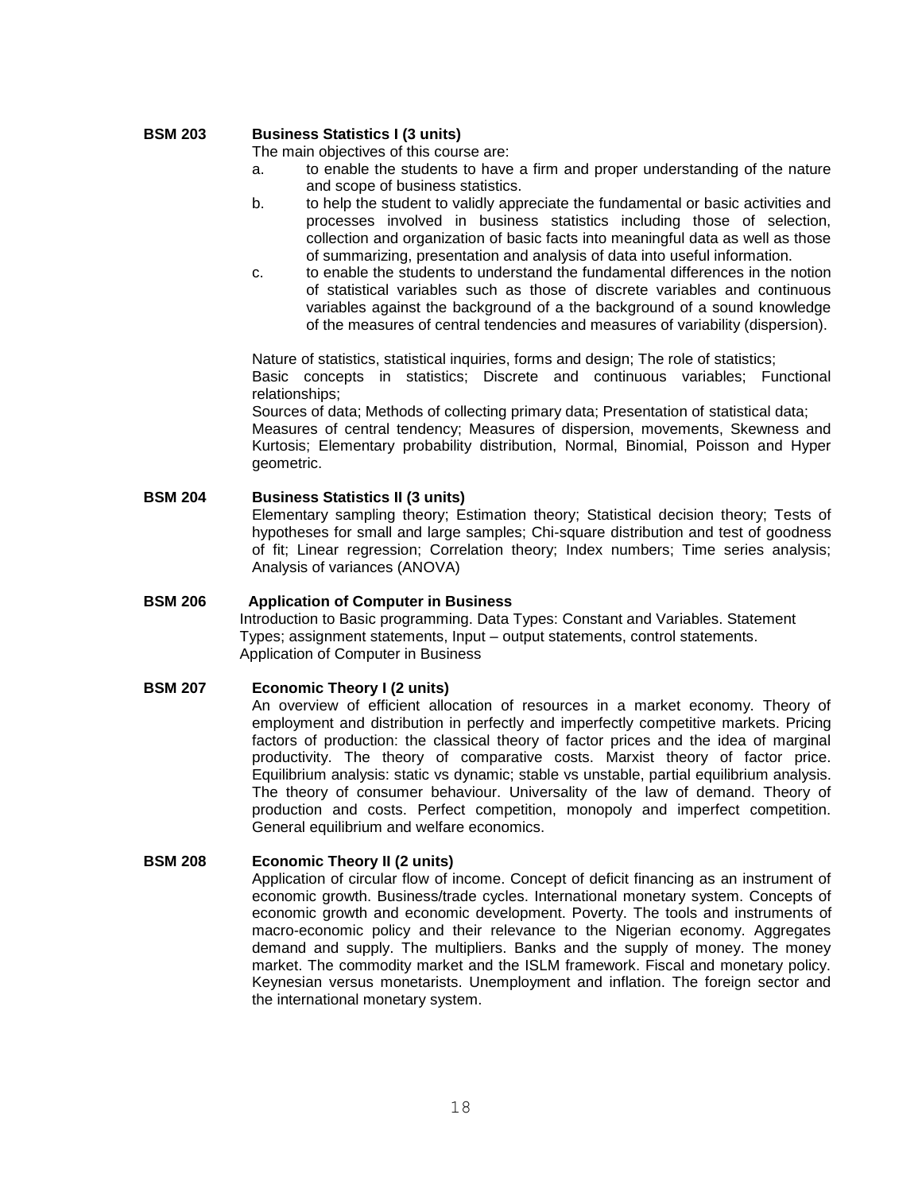**BSM 203 Business Statistics I (3 units)**

The main objectives of this course are:

a. to enable the students to have a firm and proper understanding of the nature and scope of business statistics.

b. to help the student to validly appreciate the fundamental or basic activities and processes involved in business statistics including those of selection, collection and organization of basic facts into meaningful data as well as those of summarizing, presentation and analysis of data into useful information.

c. to enable the students to understand the fundamental differences in the notion of statistical variables such as those of discrete variables and continuous variables against the background of a the background of a sound knowledge of the measures of central tendencies and measures of variability (dispersion).

Nature of statistics, statistical inquiries, forms and design; The role of statistics; Basic concepts in statistics; Discrete and continuous variables; Functional relationships;
Sources of data; Methods of collecting primary data; Presentation of statistical data; Measures of central tendency; Measures of dispersion, movements, Skewness and Kurtosis; Elementary probability distribution, Normal, Binomial, Poisson and Hyper geometric.

**BSM 204 Business Statistics II (3 units)**

Elementary sampling theory; Estimation theory; Statistical decision theory; Tests of hypotheses for small and large samples; Chi-square distribution and test of goodness of fit; Linear regression; Correlation theory; Index numbers; Time series analysis; Analysis of variances (ANOVA)

**BSM 206 Application of Computer in Business**

Introduction to Basic programming. Data Types: Constant and Variables. Statement Types; assignment statements, Input – output statements, control statements. Application of Computer in Business

**BSM 207 Economic Theory I (2 units)**

An overview of efficient allocation of resources in a market economy. Theory of employment and distribution in perfectly and imperfectly competitive markets. Pricing factors of production: the classical theory of factor prices and the idea of marginal productivity. The theory of comparative costs. Marxist theory of factor price. Equilibrium analysis: static vs dynamic; stable vs unstable, partial equilibrium analysis. The theory of consumer behaviour. Universality of the law of demand. Theory of production and costs. Perfect competition, monopoly and imperfect competition. General equilibrium and welfare economics.

**BSM 208 Economic Theory II (2 units)**

Application of circular flow of income. Concept of deficit financing as an instrument of economic growth. Business/trade cycles. International monetary system. Concepts of economic growth and economic development. Poverty. The tools and instruments of macro-economic policy and their relevance to the Nigerian economy. Aggregates demand and supply. The multipliers. Banks and the supply of money. The money market. The commodity market and the ISLM framework. Fiscal and monetary policy. Keynesian versus monetarists. Unemployment and inflation. The foreign sector and the international monetary system.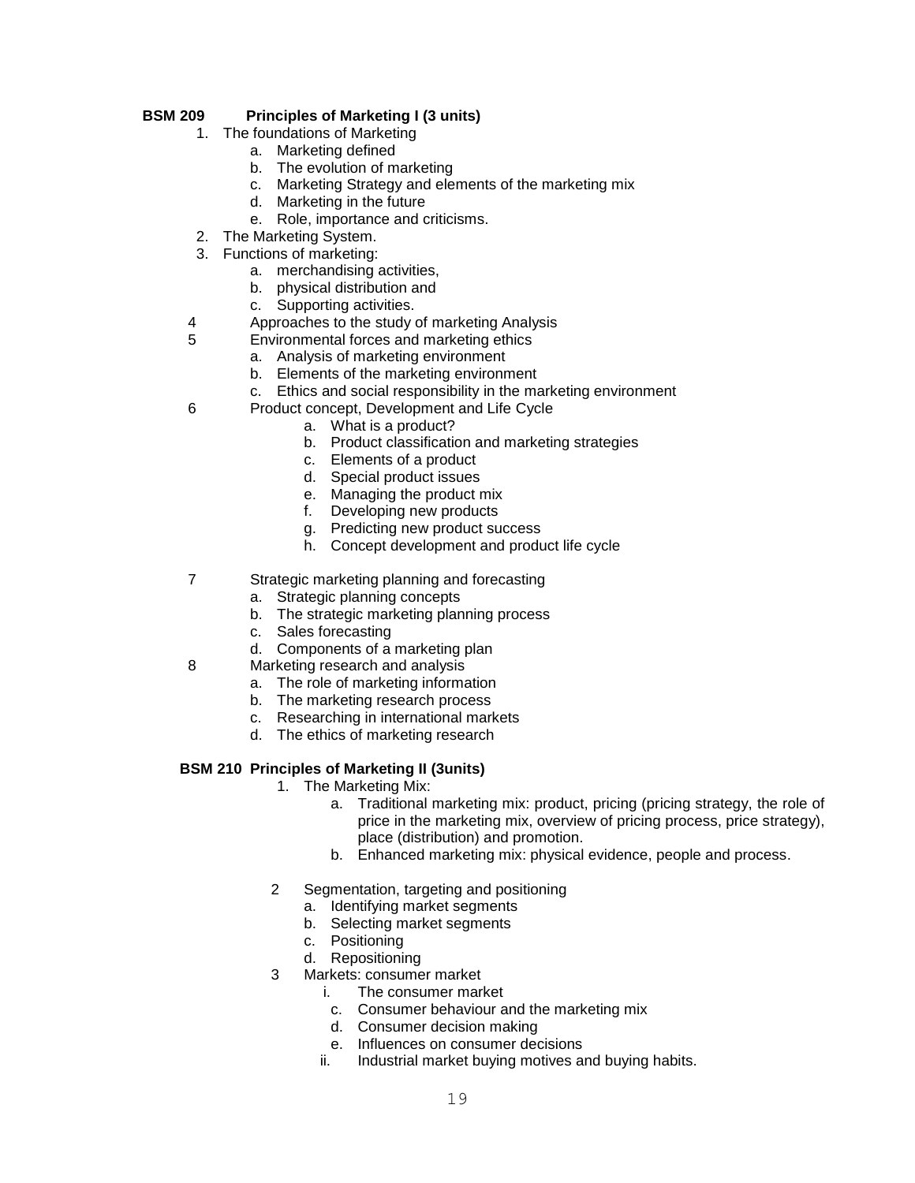**BSM 209 Principles of Marketing I (3 units)**

1. The foundations of Marketing
   a. Marketing defined
   b. The evolution of marketing
   c. Marketing Strategy and elements of the marketing mix
   d. Marketing in the future
   e. Role, importance and criticisms.
2. The Marketing System.
3. Functions of marketing:
   a. merchandising activities,
   b. physical distribution and
   c. Supporting activities.
4. Approaches to the study of marketing Analysis
5. Environmental forces and marketing ethics
   a. Analysis of marketing environment
   b. Elements of the marketing environment
   c. Ethics and social responsibility in the marketing environment
6. Product concept, Development and Life Cycle
   a. What is a product?
   b. Product classification and marketing strategies
   c. Elements of a product
   d. Special product issues
   e. Managing the product mix
   f. Developing new products
   g. Predicting new product success
   h. Concept development and product life cycle
7. Strategic marketing planning and forecasting
   a. Strategic planning concepts
   b. The strategic marketing planning process
   c. Sales forecasting
   d. Components of a marketing plan
8. Marketing research and analysis
   a. The role of marketing information
   b. The marketing research process
   c. Researching in international markets
   d. The ethics of marketing research

**BSM 210 Principles of Marketing II (3units)**

1. The Marketing Mix:
   a. Traditional marketing mix: product, pricing (pricing strategy, the role of price in the marketing mix, overview of pricing process, price strategy), place (distribution) and promotion.
   b. Enhanced marketing mix: physical evidence, people and process.
2. Segmentation, targeting and positioning
   a. Identifying market segments
   b. Selecting market segments
   c. Positioning
   d. Repositioning
3. Markets: consumer market
   i. The consumer market
      c. Consumer behaviour and the marketing mix
      d. Consumer decision making
      e. Influences on consumer decisions
   ii. Industrial market buying motives and buying habits.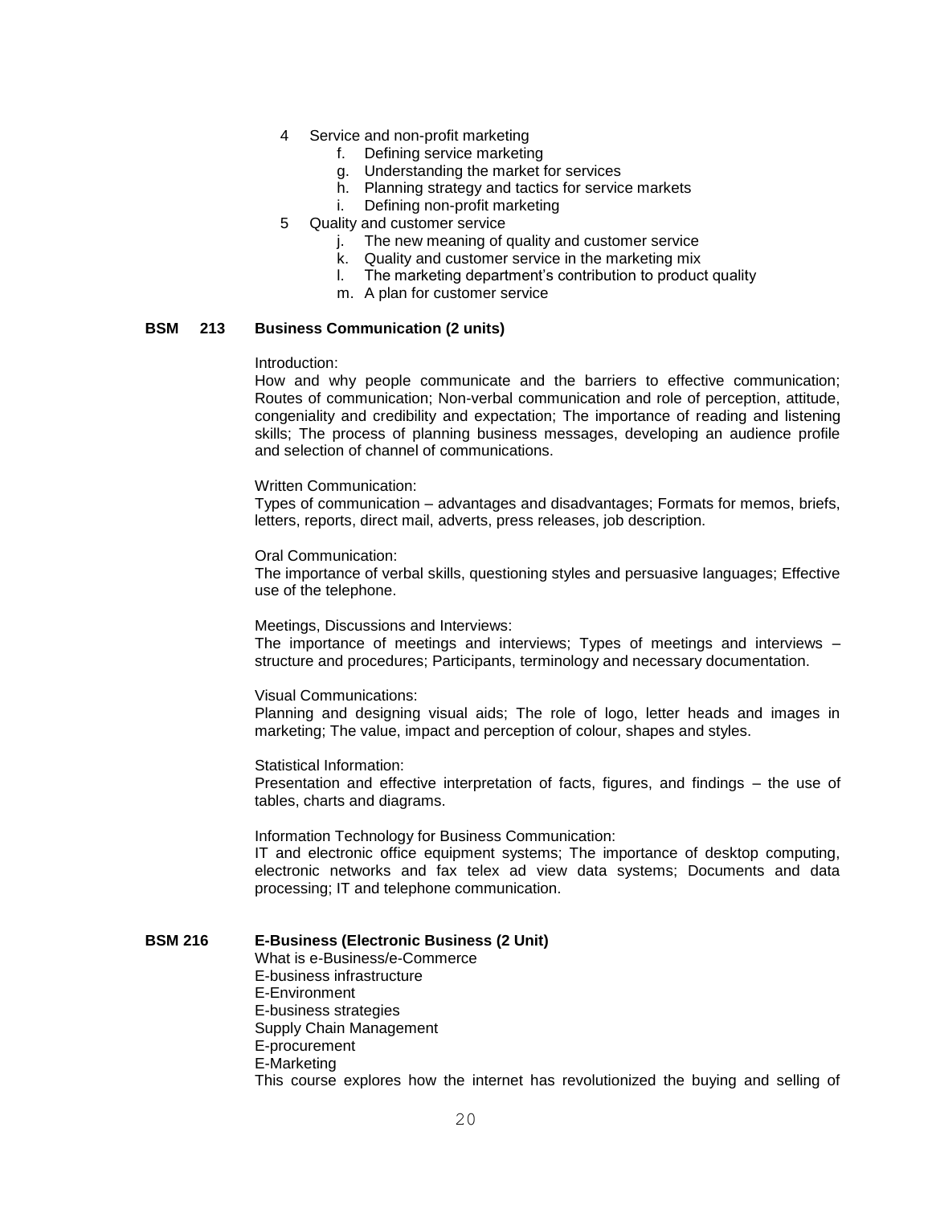4. Service and non-profit marketing
    f. Defining service marketing
    g. Understanding the market for services
    h. Planning strategy and tactics for service markets
    i. Defining non-profit marketing
5. Quality and customer service
    j. The new meaning of quality and customer service
    k. Quality and customer service in the marketing mix
    l. The marketing department's contribution to product quality
    m. A plan for customer service

**BSM 213 Business Communication (2 units)**

Introduction:
How and why people communicate and the barriers to effective communication; Routes of communication; Non-verbal communication and role of perception, attitude, congeniality and credibility and expectation; The importance of reading and listening skills; The process of planning business messages, developing an audience profile and selection of channel of communications.

Written Communication:
Types of communication – advantages and disadvantages; Formats for memos, briefs, letters, reports, direct mail, adverts, press releases, job description.

Oral Communication:
The importance of verbal skills, questioning styles and persuasive languages; Effective use of the telephone.

Meetings, Discussions and Interviews:
The importance of meetings and interviews; Types of meetings and interviews – structure and procedures; Participants, terminology and necessary documentation.

Visual Communications:
Planning and designing visual aids; The role of logo, letter heads and images in marketing; The value, impact and perception of colour, shapes and styles.

Statistical Information:
Presentation and effective interpretation of facts, figures, and findings – the use of tables, charts and diagrams.

Information Technology for Business Communication:
IT and electronic office equipment systems; The importance of desktop computing, electronic networks and fax telex ad view data systems; Documents and data processing; IT and telephone communication.

**BSM 216 E-Business (Electronic Business (2 Unit)**

What is e-Business/e-Commerce
E-business infrastructure
E-Environment
E-business strategies
Supply Chain Management
E-procurement
E-Marketing
This course explores how the internet has revolutionized the buying and selling of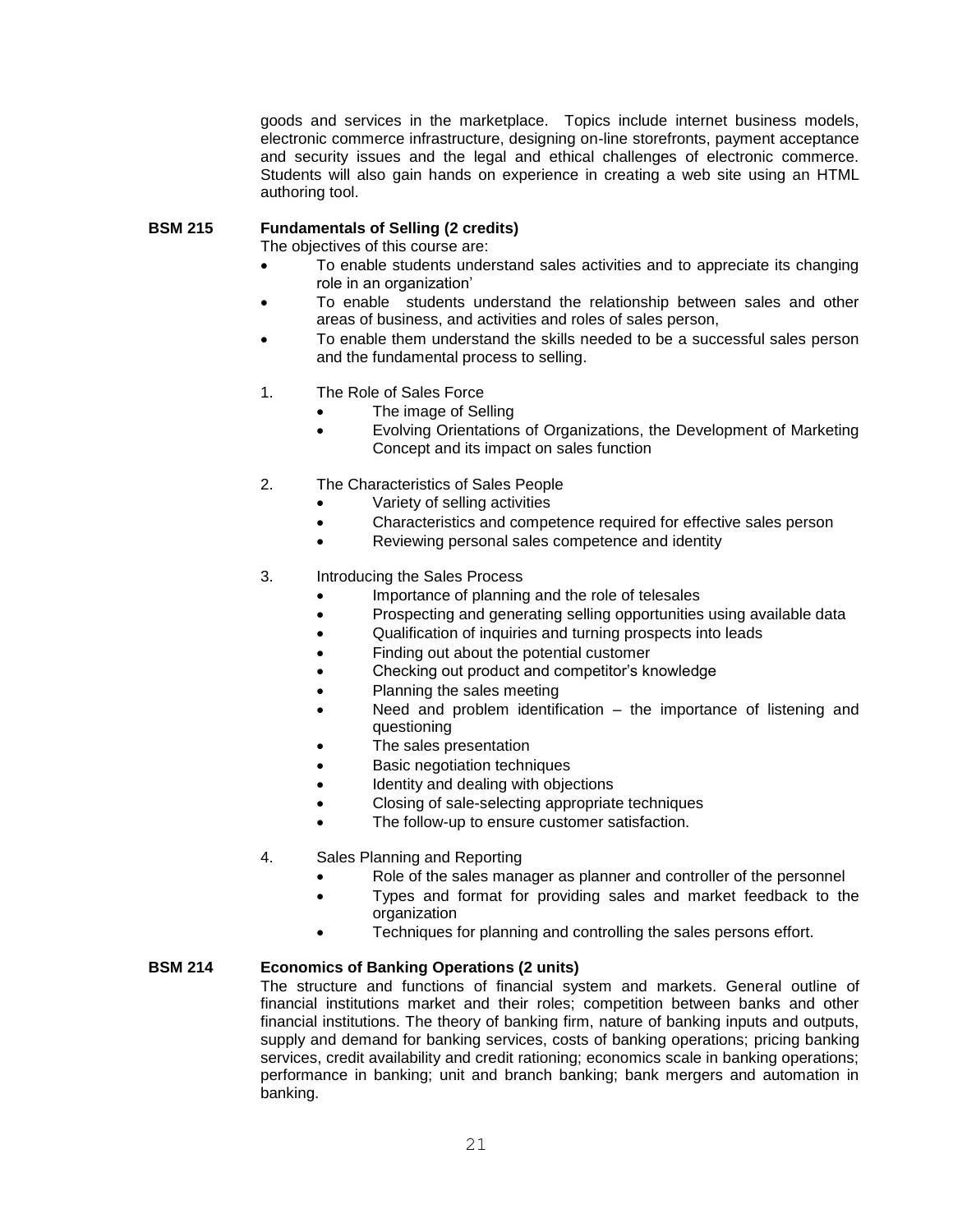goods and services in the marketplace. Topics include internet business models, electronic commerce infrastructure, designing on-line storefronts, payment acceptance and security issues and the legal and ethical challenges of electronic commerce. Students will also gain hands on experience in creating a web site using an HTML authoring tool.

**BSM 215 Fundamentals of Selling (2 credits)**

The objectives of this course are:

- To enable students understand sales activities and to appreciate its changing role in an organization'
- To enable students understand the relationship between sales and other areas of business, and activities and roles of sales person,
- To enable them understand the skills needed to be a successful sales person and the fundamental process to selling.

1. The Role of Sales Force
   - The image of Selling
   - Evolving Orientations of Organizations, the Development of Marketing Concept and its impact on sales function

2. The Characteristics of Sales People
   - Variety of selling activities
   - Characteristics and competence required for effective sales person
   - Reviewing personal sales competence and identity

3. Introducing the Sales Process
   - Importance of planning and the role of telesales
   - Prospecting and generating selling opportunities using available data
   - Qualification of inquiries and turning prospects into leads
   - Finding out about the potential customer
   - Checking out product and competitor's knowledge
   - Planning the sales meeting
   - Need and problem identification – the importance of listening and questioning
   - The sales presentation
   - Basic negotiation techniques
   - Identity and dealing with objections
   - Closing of sale-selecting appropriate techniques
   - The follow-up to ensure customer satisfaction.

4. Sales Planning and Reporting
   - Role of the sales manager as planner and controller of the personnel
   - Types and format for providing sales and market feedback to the organization
   - Techniques for planning and controlling the sales persons effort.

**BSM 214 Economics of Banking Operations (2 units)**

The structure and functions of financial system and markets. General outline of financial institutions market and their roles; competition between banks and other financial institutions. The theory of banking firm, nature of banking inputs and outputs, supply and demand for banking services, costs of banking operations; pricing banking services, credit availability and credit rationing; economics scale in banking operations; performance in banking; unit and branch banking; bank mergers and automation in banking.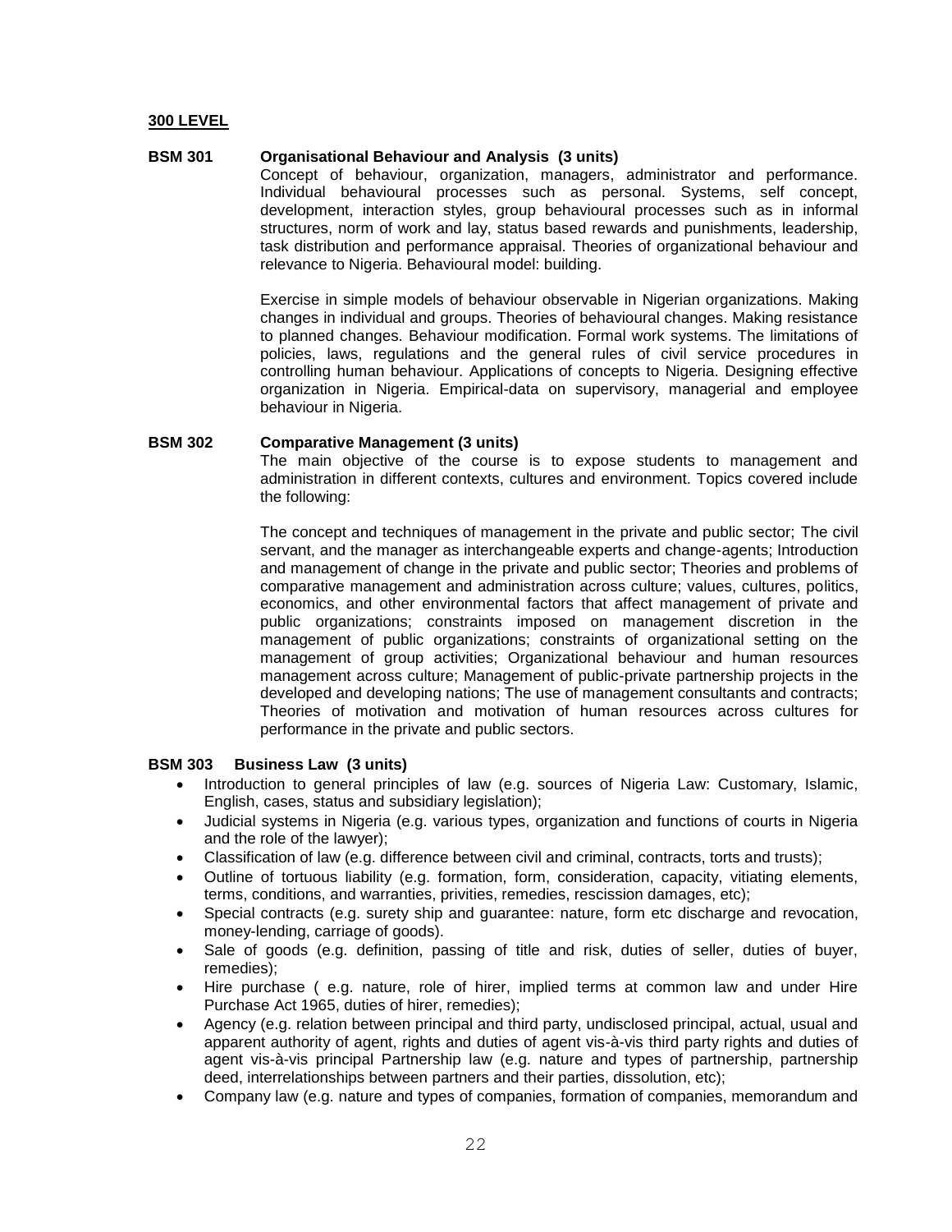**300 LEVEL**

**BSM 301 Organisational Behaviour and Analysis (3 units)**

Concept of behaviour, organization, managers, administrator and performance. Individual behavioural processes such as personal. Systems, self concept, development, interaction styles, group behavioural processes such as in informal structures, norm of work and lay, status based rewards and punishments, leadership, task distribution and performance appraisal. Theories of organizational behaviour and relevance to Nigeria. Behavioural model: building.

Exercise in simple models of behaviour observable in Nigerian organizations. Making changes in individual and groups. Theories of behavioural changes. Making resistance to planned changes. Behaviour modification. Formal work systems. The limitations of policies, laws, regulations and the general rules of civil service procedures in controlling human behaviour. Applications of concepts to Nigeria. Designing effective organization in Nigeria. Empirical-data on supervisory, managerial and employee behaviour in Nigeria.

**BSM 302 Comparative Management (3 units)**

The main objective of the course is to expose students to management and administration in different contexts, cultures and environment. Topics covered include the following:

The concept and techniques of management in the private and public sector; The civil servant, and the manager as interchangeable experts and change-agents; Introduction and management of change in the private and public sector; Theories and problems of comparative management and administration across culture; values, cultures, politics, economics, and other environmental factors that affect management of private and public organizations; constraints imposed on management discretion in the management of public organizations; constraints of organizational setting on the management of group activities; Organizational behaviour and human resources management across culture; Management of public-private partnership projects in the developed and developing nations; The use of management consultants and contracts; Theories of motivation and motivation of human resources across cultures for performance in the private and public sectors.

**BSM 303 Business Law (3 units)**

- Introduction to general principles of law (e.g. sources of Nigeria Law: Customary, Islamic, English, cases, status and subsidiary legislation);
- Judicial systems in Nigeria (e.g. various types, organization and functions of courts in Nigeria and the role of the lawyer);
- Classification of law (e.g. difference between civil and criminal, contracts, torts and trusts);
- Outline of tortuous liability (e.g. formation, form, consideration, capacity, vitiating elements, terms, conditions, and warranties, privities, remedies, rescission damages, etc);
- Special contracts (e.g. surety ship and guarantee: nature, form etc discharge and revocation, money-lending, carriage of goods).
- Sale of goods (e.g. definition, passing of title and risk, duties of seller, duties of buyer, remedies);
- Hire purchase ( e.g. nature, role of hirer, implied terms at common law and under Hire Purchase Act 1965, duties of hirer, remedies);
- Agency (e.g. relation between principal and third party, undisclosed principal, actual, usual and apparent authority of agent, rights and duties of agent vis-à-vis third party rights and duties of agent vis-à-vis principal Partnership law (e.g. nature and types of partnership, partnership deed, interrelationships between partners and their parties, dissolution, etc);
- Company law (e.g. nature and types of companies, formation of companies, memorandum and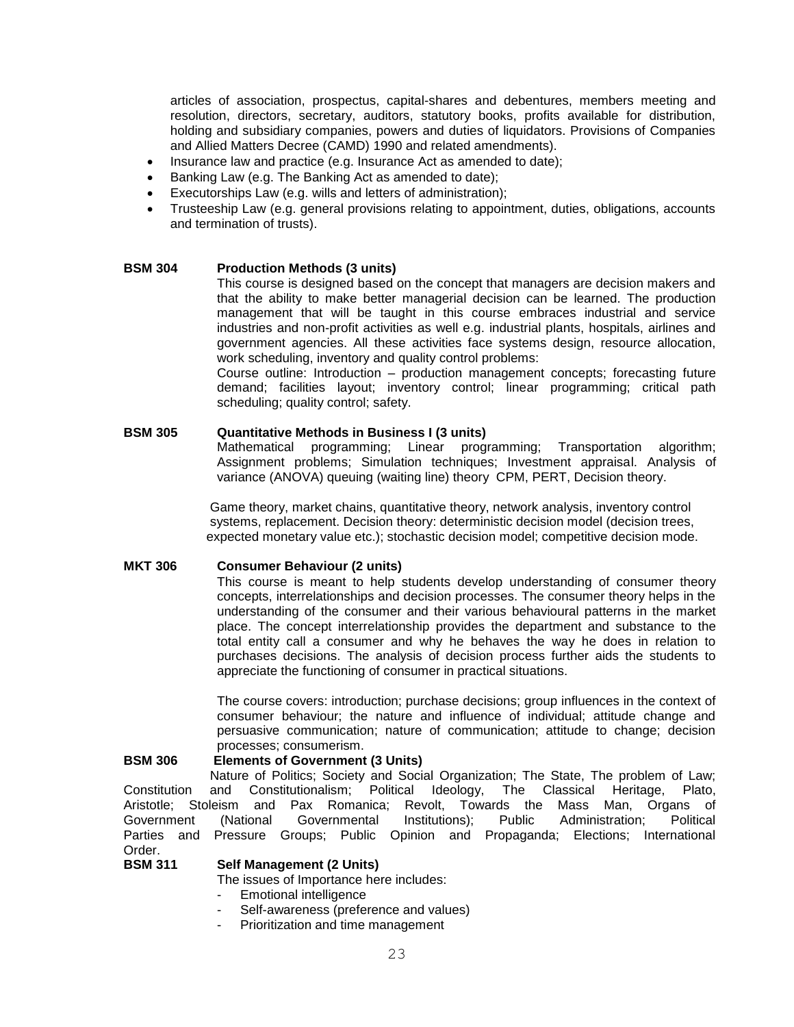articles of association, prospectus, capital-shares and debentures, members meeting and resolution, directors, secretary, auditors, statutory books, profits available for distribution, holding and subsidiary companies, powers and duties of liquidators. Provisions of Companies and Allied Matters Decree (CAMD) 1990 and related amendments).

- Insurance law and practice (e.g. Insurance Act as amended to date);
- Banking Law (e.g. The Banking Act as amended to date);
- Executorships Law (e.g. wills and letters of administration);
- Trusteeship Law (e.g. general provisions relating to appointment, duties, obligations, accounts and termination of trusts).

**BSM 304 Production Methods (3 units)**

This course is designed based on the concept that managers are decision makers and that the ability to make better managerial decision can be learned. The production management that will be taught in this course embraces industrial and service industries and non-profit activities as well e.g. industrial plants, hospitals, airlines and government agencies. All these activities face systems design, resource allocation, work scheduling, inventory and quality control problems:

Course outline: Introduction – production management concepts; forecasting future demand; facilities layout; inventory control; linear programming; critical path scheduling; quality control; safety.

**BSM 305 Quantitative Methods in Business I (3 units)**

Mathematical programming; Linear programming; Transportation algorithm; Assignment problems; Simulation techniques; Investment appraisal. Analysis of variance (ANOVA) queuing (waiting line) theory CPM, PERT, Decision theory.

Game theory, market chains, quantitative theory, network analysis, inventory control systems, replacement. Decision theory: deterministic decision model (decision trees, expected monetary value etc.); stochastic decision model; competitive decision mode.

**MKT 306 Consumer Behaviour (2 units)**

This course is meant to help students develop understanding of consumer theory concepts, interrelationships and decision processes. The consumer theory helps in the understanding of the consumer and their various behavioural patterns in the market place. The concept interrelationship provides the department and substance to the total entity call a consumer and why he behaves the way he does in relation to purchases decisions. The analysis of decision process further aids the students to appreciate the functioning of consumer in practical situations.

The course covers: introduction; purchase decisions; group influences in the context of consumer behaviour; the nature and influence of individual; attitude change and persuasive communication; nature of communication; attitude to change; decision processes; consumerism.

**BSM 306 Elements of Government (3 Units)**

Nature of Politics; Society and Social Organization; The State, The problem of Law; Constitution and Constitutionalism; Political Ideology, The Classical Heritage, Plato, Aristotle; Stoleism and Pax Romanica; Revolt, Towards the Mass Man, Organs of Government (National Governmental Institutions); Public Administration; Political Parties and Pressure Groups; Public Opinion and Propaganda; Elections; International Order.

**BSM 311 Self Management (2 Units)**

The issues of Importance here includes:

- Emotional intelligence
- Self-awareness (preference and values)
- Prioritization and time management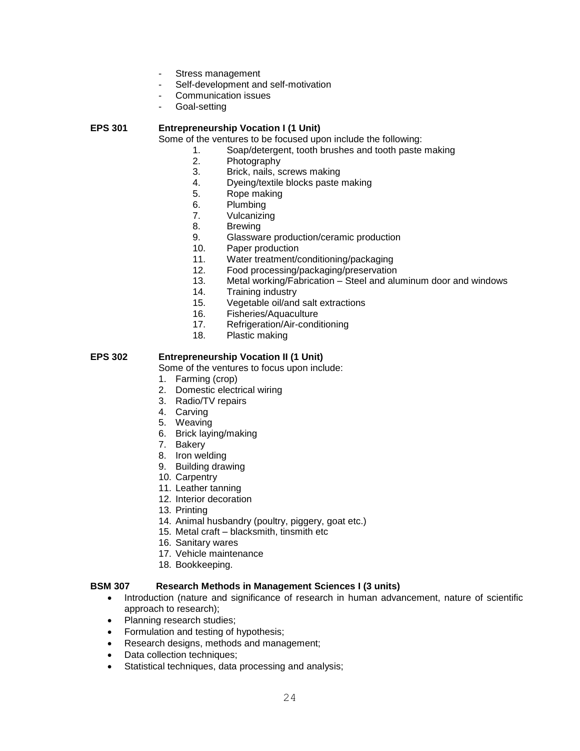- Stress management
- Self-development and self-motivation
- Communication issues
- Goal-setting

**EPS 301 Entrepreneurship Vocation I (1 Unit)**

Some of the ventures to be focused upon include the following:

1. Soap/detergent, tooth brushes and tooth paste making
2. Photography
3. Brick, nails, screws making
4. Dyeing/textile blocks paste making
5. Rope making
6. Plumbing
7. Vulcanizing
8. Brewing
9. Glassware production/ceramic production
10. Paper production
11. Water treatment/conditioning/packaging
12. Food processing/packaging/preservation
13. Metal working/Fabrication – Steel and aluminum door and windows
14. Training industry
15. Vegetable oil/and salt extractions
16. Fisheries/Aquaculture
17. Refrigeration/Air-conditioning
18. Plastic making

**EPS 302 Entrepreneurship Vocation II (1 Unit)**

Some of the ventures to focus upon include:

1. Farming (crop)
2. Domestic electrical wiring
3. Radio/TV repairs
4. Carving
5. Weaving
6. Brick laying/making
7. Bakery
8. Iron welding
9. Building drawing
10. Carpentry
11. Leather tanning
12. Interior decoration
13. Printing
14. Animal husbandry (poultry, piggery, goat etc.)
15. Metal craft – blacksmith, tinsmith etc
16. Sanitary wares
17. Vehicle maintenance
18. Bookkeeping.

**BSM 307 Research Methods in Management Sciences I (3 units)**

- Introduction (nature and significance of research in human advancement, nature of scientific approach to research);
- Planning research studies;
- Formulation and testing of hypothesis;
- Research designs, methods and management;
- Data collection techniques;
- Statistical techniques, data processing and analysis;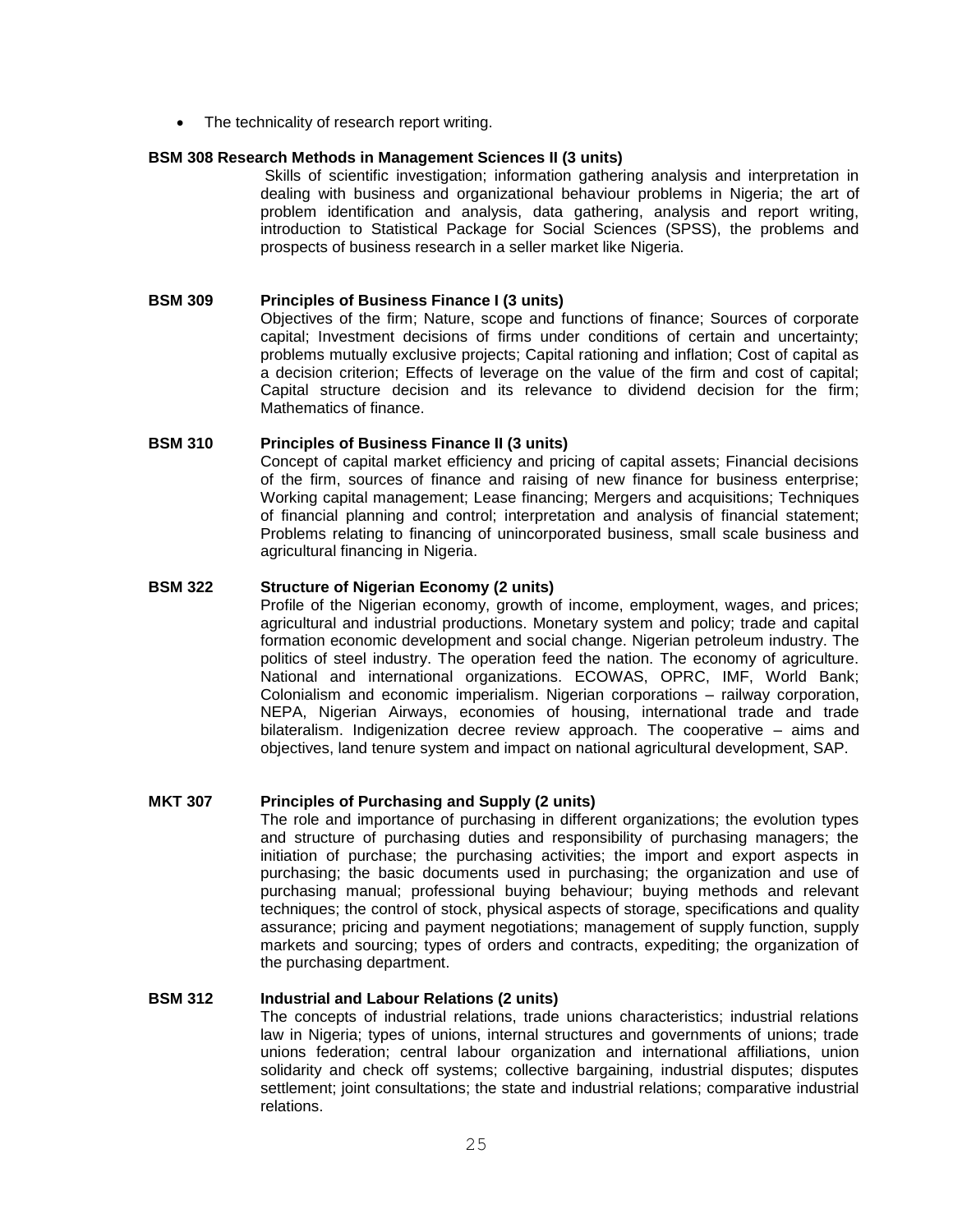- The technicality of research report writing.

**BSM 308 Research Methods in Management Sciences II (3 units)**

Skills of scientific investigation; information gathering analysis and interpretation in dealing with business and organizational behaviour problems in Nigeria; the art of problem identification and analysis, data gathering, analysis and report writing, introduction to Statistical Package for Social Sciences (SPSS), the problems and prospects of business research in a seller market like Nigeria.

**BSM 309 Principles of Business Finance I (3 units)**

Objectives of the firm; Nature, scope and functions of finance; Sources of corporate capital; Investment decisions of firms under conditions of certain and uncertainty; problems mutually exclusive projects; Capital rationing and inflation; Cost of capital as a decision criterion; Effects of leverage on the value of the firm and cost of capital; Capital structure decision and its relevance to dividend decision for the firm; Mathematics of finance.

**BSM 310 Principles of Business Finance II (3 units)**

Concept of capital market efficiency and pricing of capital assets; Financial decisions of the firm, sources of finance and raising of new finance for business enterprise; Working capital management; Lease financing; Mergers and acquisitions; Techniques of financial planning and control; interpretation and analysis of financial statement; Problems relating to financing of unincorporated business, small scale business and agricultural financing in Nigeria.

**BSM 322 Structure of Nigerian Economy (2 units)**

Profile of the Nigerian economy, growth of income, employment, wages, and prices; agricultural and industrial productions. Monetary system and policy; trade and capital formation economic development and social change. Nigerian petroleum industry. The politics of steel industry. The operation feed the nation. The economy of agriculture. National and international organizations. ECOWAS, OPRC, IMF, World Bank; Colonialism and economic imperialism. Nigerian corporations – railway corporation, NEPA, Nigerian Airways, economies of housing, international trade and trade bilateralism. Indigenization decree review approach. The cooperative – aims and objectives, land tenure system and impact on national agricultural development, SAP.

**MKT 307 Principles of Purchasing and Supply (2 units)**

The role and importance of purchasing in different organizations; the evolution types and structure of purchasing duties and responsibility of purchasing managers; the initiation of purchase; the purchasing activities; the import and export aspects in purchasing; the basic documents used in purchasing; the organization and use of purchasing manual; professional buying behaviour; buying methods and relevant techniques; the control of stock, physical aspects of storage, specifications and quality assurance; pricing and payment negotiations; management of supply function, supply markets and sourcing; types of orders and contracts, expediting; the organization of the purchasing department.

**BSM 312 Industrial and Labour Relations (2 units)**

The concepts of industrial relations, trade unions characteristics; industrial relations law in Nigeria; types of unions, internal structures and governments of unions; trade unions federation; central labour organization and international affiliations, union solidarity and check off systems; collective bargaining, industrial disputes; disputes settlement; joint consultations; the state and industrial relations; comparative industrial relations.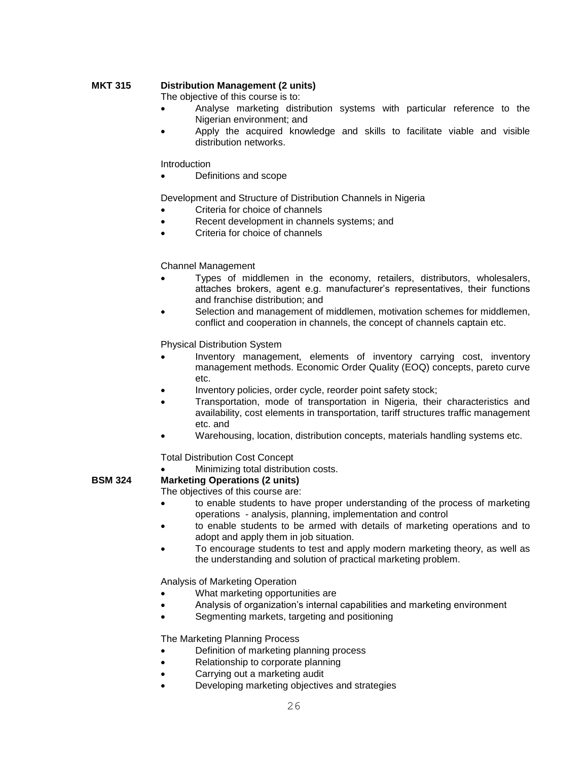**MKT 315 Distribution Management (2 units)**

The objective of this course is to:

- Analyse marketing distribution systems with particular reference to the Nigerian environment; and
- Apply the acquired knowledge and skills to facilitate viable and visible distribution networks.

Introduction

- Definitions and scope

Development and Structure of Distribution Channels in Nigeria

- Criteria for choice of channels
- Recent development in channels systems; and
- Criteria for choice of channels

Channel Management

- Types of middlemen in the economy, retailers, distributors, wholesalers, attaches brokers, agent e.g. manufacturer's representatives, their functions and franchise distribution; and
- Selection and management of middlemen, motivation schemes for middlemen, conflict and cooperation in channels, the concept of channels captain etc.

Physical Distribution System

- Inventory management, elements of inventory carrying cost, inventory management methods. Economic Order Quality (EOQ) concepts, pareto curve etc.
- Inventory policies, order cycle, reorder point safety stock;
- Transportation, mode of transportation in Nigeria, their characteristics and availability, cost elements in transportation, tariff structures traffic management etc. and
- Warehousing, location, distribution concepts, materials handling systems etc.

Total Distribution Cost Concept

- Minimizing total distribution costs.

**BSM 324 Marketing Operations (2 units)**

The objectives of this course are:

- to enable students to have proper understanding of the process of marketing operations - analysis, planning, implementation and control
- to enable students to be armed with details of marketing operations and to adopt and apply them in job situation.
- To encourage students to test and apply modern marketing theory, as well as the understanding and solution of practical marketing problem.

Analysis of Marketing Operation

- What marketing opportunities are
- Analysis of organization's internal capabilities and marketing environment
- Segmenting markets, targeting and positioning

The Marketing Planning Process

- Definition of marketing planning process
- Relationship to corporate planning
- Carrying out a marketing audit
- Developing marketing objectives and strategies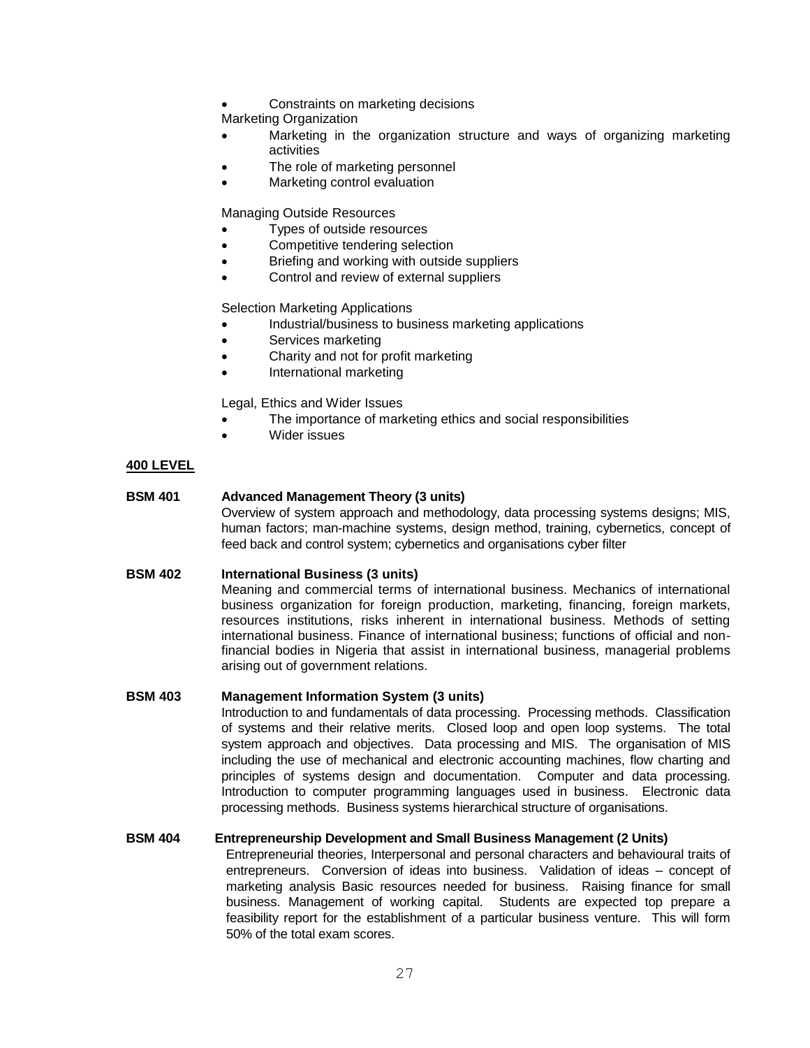- Constraints on marketing decisions

Marketing Organization

- Marketing in the organization structure and ways of organizing marketing activities
- The role of marketing personnel
- Marketing control evaluation

Managing Outside Resources

- Types of outside resources
- Competitive tendering selection
- Briefing and working with outside suppliers
- Control and review of external suppliers

Selection Marketing Applications

- Industrial/business to business marketing applications
- Services marketing
- Charity and not for profit marketing
- International marketing

Legal, Ethics and Wider Issues

- The importance of marketing ethics and social responsibilities
- Wider issues

## 400 LEVEL

**BSM 401 Advanced Management Theory (3 units)**

Overview of system approach and methodology, data processing systems designs; MIS, human factors; man-machine systems, design method, training, cybernetics, concept of feed back and control system; cybernetics and organisations cyber filter

**BSM 402 International Business (3 units)**

Meaning and commercial terms of international business. Mechanics of international business organization for foreign production, marketing, financing, foreign markets, resources institutions, risks inherent in international business. Methods of setting international business. Finance of international business; functions of official and non-financial bodies in Nigeria that assist in international business, managerial problems arising out of government relations.

**BSM 403 Management Information System (3 units)**

Introduction to and fundamentals of data processing. Processing methods. Classification of systems and their relative merits. Closed loop and open loop systems. The total system approach and objectives. Data processing and MIS. The organisation of MIS including the use of mechanical and electronic accounting machines, flow charting and principles of systems design and documentation. Computer and data processing. Introduction to computer programming languages used in business. Electronic data processing methods. Business systems hierarchical structure of organisations.

**BSM 404 Entrepreneurship Development and Small Business Management (2 Units)**

Entrepreneurial theories, Interpersonal and personal characters and behavioural traits of entrepreneurs. Conversion of ideas into business. Validation of ideas – concept of marketing analysis Basic resources needed for business. Raising finance for small business. Management of working capital. Students are expected top prepare a feasibility report for the establishment of a particular business venture. This will form 50% of the total exam scores.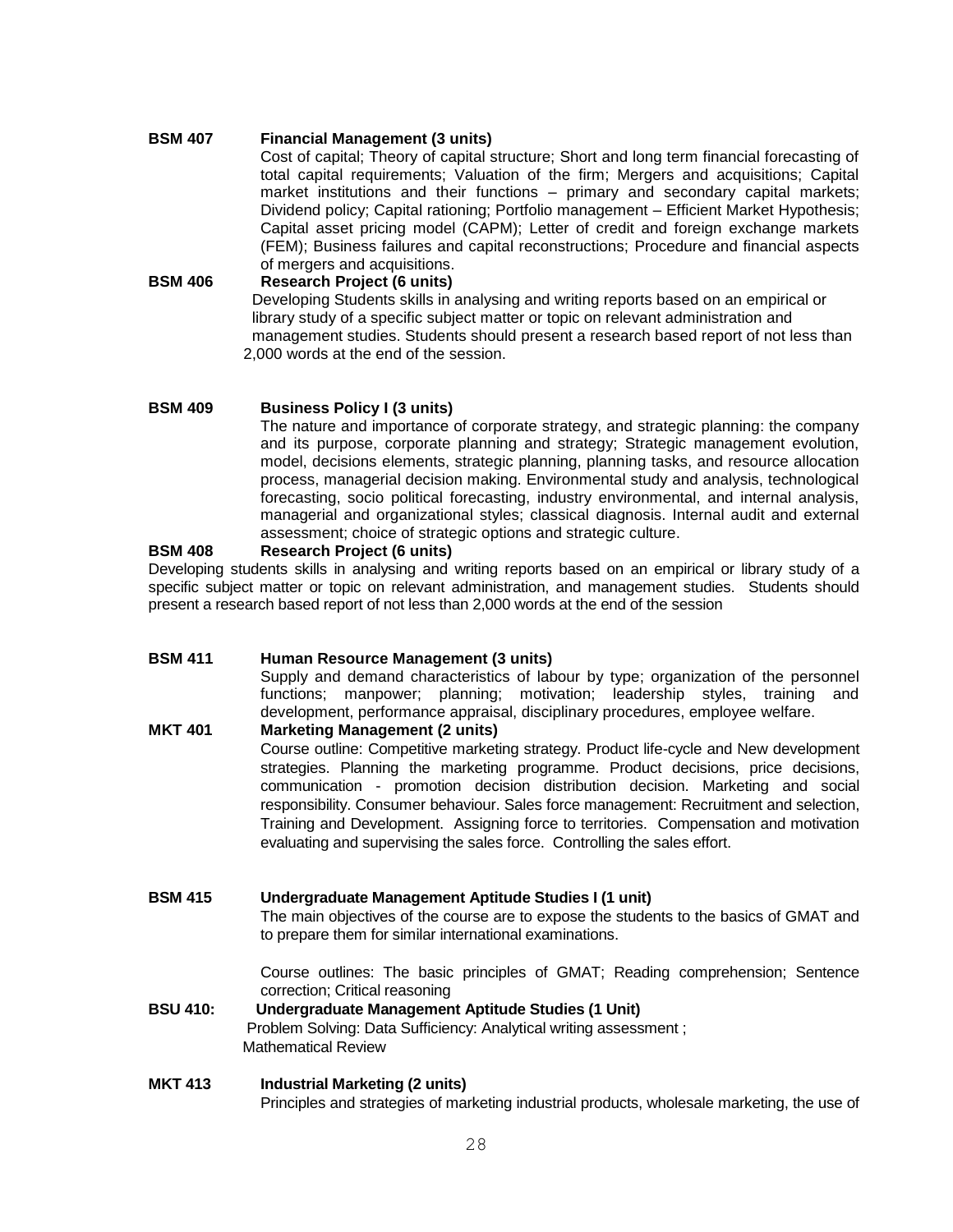**BSM 407 Financial Management (3 units)**

Cost of capital; Theory of capital structure; Short and long term financial forecasting of total capital requirements; Valuation of the firm; Mergers and acquisitions; Capital market institutions and their functions – primary and secondary capital markets; Dividend policy; Capital rationing; Portfolio management – Efficient Market Hypothesis; Capital asset pricing model (CAPM); Letter of credit and foreign exchange markets (FEM); Business failures and capital reconstructions; Procedure and financial aspects of mergers and acquisitions.

**BSM 406 Research Project (6 units)**

Developing Students skills in analysing and writing reports based on an empirical or library study of a specific subject matter or topic on relevant administration and management studies. Students should present a research based report of not less than 2,000 words at the end of the session.

**BSM 409 Business Policy I (3 units)**

The nature and importance of corporate strategy, and strategic planning: the company and its purpose, corporate planning and strategy; Strategic management evolution, model, decisions elements, strategic planning, planning tasks, and resource allocation process, managerial decision making. Environmental study and analysis, technological forecasting, socio political forecasting, industry environmental, and internal analysis, managerial and organizational styles; classical diagnosis. Internal audit and external assessment; choice of strategic options and strategic culture.

**BSM 408 Research Project (6 units)**

Developing students skills in analysing and writing reports based on an empirical or library study of a specific subject matter or topic on relevant administration, and management studies. Students should present a research based report of not less than 2,000 words at the end of the session

**BSM 411 Human Resource Management (3 units)**

Supply and demand characteristics of labour by type; organization of the personnel functions; manpower; planning; motivation; leadership styles, training and development, performance appraisal, disciplinary procedures, employee welfare.

**MKT 401 Marketing Management (2 units)**

Course outline: Competitive marketing strategy. Product life-cycle and New development strategies. Planning the marketing programme. Product decisions, price decisions, communication - promotion decision distribution decision. Marketing and social responsibility. Consumer behaviour. Sales force management: Recruitment and selection, Training and Development. Assigning force to territories. Compensation and motivation evaluating and supervising the sales force. Controlling the sales effort.

**BSM 415 Undergraduate Management Aptitude Studies I (1 unit)**

The main objectives of the course are to expose the students to the basics of GMAT and to prepare them for similar international examinations.

Course outlines: The basic principles of GMAT; Reading comprehension; Sentence correction; Critical reasoning

**BSU 410: Undergraduate Management Aptitude Studies (1 Unit)**

Problem Solving: Data Sufficiency: Analytical writing assessment ; Mathematical Review

**MKT 413 Industrial Marketing (2 units)**

Principles and strategies of marketing industrial products, wholesale marketing, the use of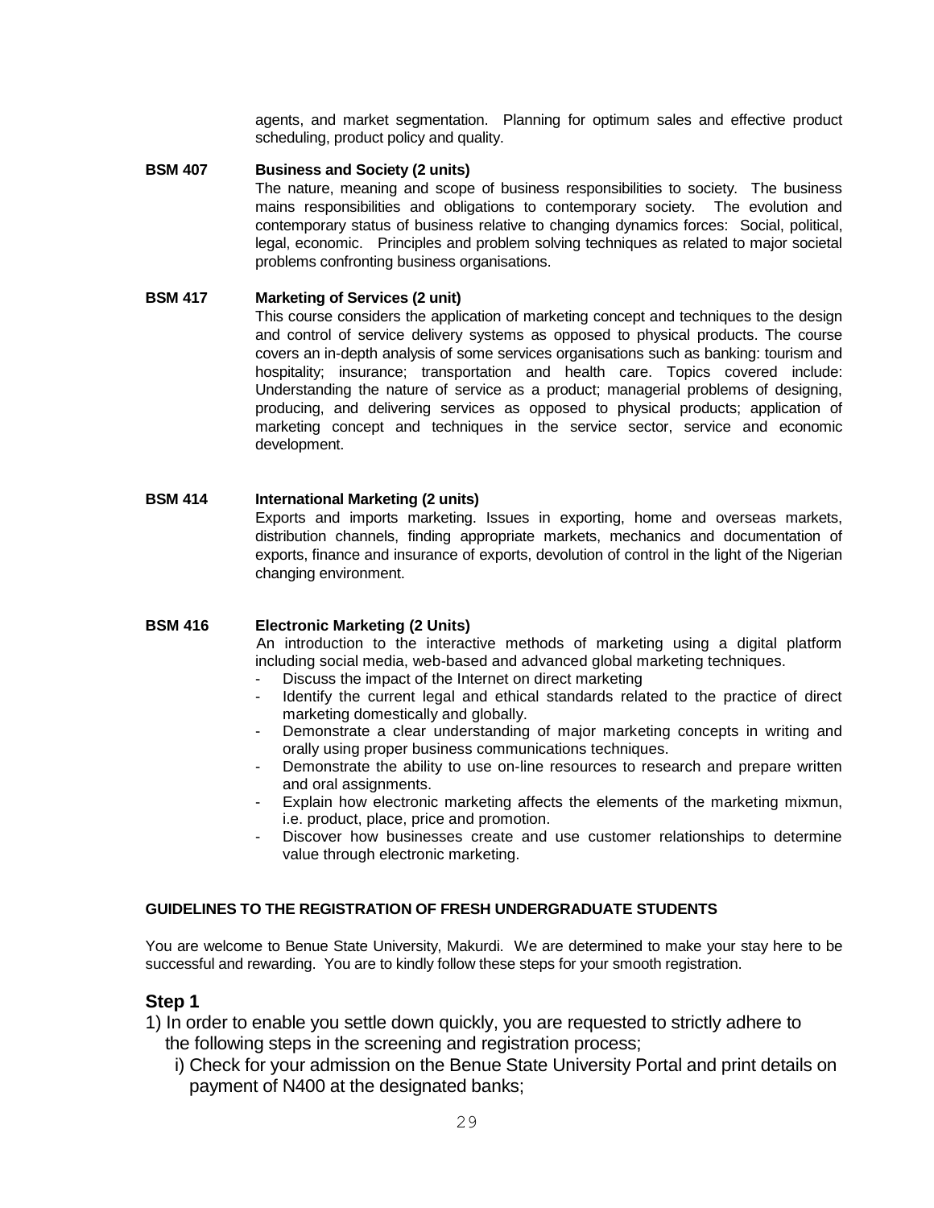agents, and market segmentation. Planning for optimum sales and effective product scheduling, product policy and quality.

**BSM 407 Business and Society (2 units)**

The nature, meaning and scope of business responsibilities to society. The business mains responsibilities and obligations to contemporary society. The evolution and contemporary status of business relative to changing dynamics forces: Social, political, legal, economic. Principles and problem solving techniques as related to major societal problems confronting business organisations.

**BSM 417 Marketing of Services (2 unit)**

This course considers the application of marketing concept and techniques to the design and control of service delivery systems as opposed to physical products. The course covers an in-depth analysis of some services organisations such as banking: tourism and hospitality; insurance; transportation and health care. Topics covered include: Understanding the nature of service as a product; managerial problems of designing, producing, and delivering services as opposed to physical products; application of marketing concept and techniques in the service sector, service and economic development.

**BSM 414 International Marketing (2 units)**

Exports and imports marketing. Issues in exporting, home and overseas markets, distribution channels, finding appropriate markets, mechanics and documentation of exports, finance and insurance of exports, devolution of control in the light of the Nigerian changing environment.

**BSM 416 Electronic Marketing (2 Units)**

An introduction to the interactive methods of marketing using a digital platform including social media, web-based and advanced global marketing techniques.

- Discuss the impact of the Internet on direct marketing
- Identify the current legal and ethical standards related to the practice of direct marketing domestically and globally.
- Demonstrate a clear understanding of major marketing concepts in writing and orally using proper business communications techniques.
- Demonstrate the ability to use on-line resources to research and prepare written and oral assignments.
- Explain how electronic marketing affects the elements of the marketing mixmun, i.e. product, place, price and promotion.
- Discover how businesses create and use customer relationships to determine value through electronic marketing.

**GUIDELINES TO THE REGISTRATION OF FRESH UNDERGRADUATE STUDENTS**

You are welcome to Benue State University, Makurdi. We are determined to make your stay here to be successful and rewarding. You are to kindly follow these steps for your smooth registration.

## Step 1

1) In order to enable you settle down quickly, you are requested to strictly adhere to the following steps in the screening and registration process;
   i) Check for your admission on the Benue State University Portal and print details on payment of N400 at the designated banks;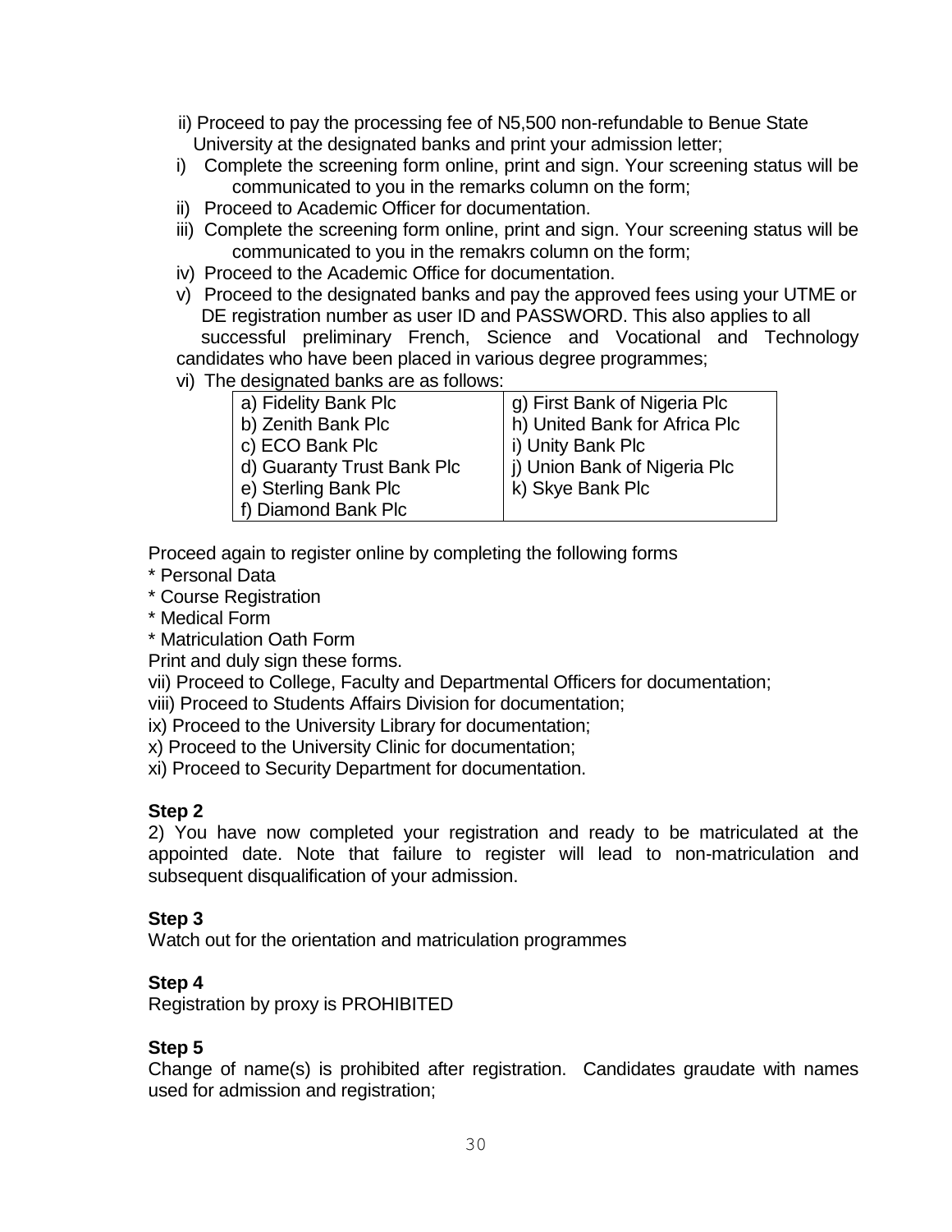ii) Proceed to pay the processing fee of N5,500 non-refundable to Benue State University at the designated banks and print your admission letter;

i) Complete the screening form online, print and sign. Your screening status will be communicated to you in the remarks column on the form;

ii) Proceed to Academic Officer for documentation.

iii) Complete the screening form online, print and sign. Your screening status will be communicated to you in the remakrs column on the form;

iv) Proceed to the Academic Office for documentation.

v) Proceed to the designated banks and pay the approved fees using your UTME or DE registration number as user ID and PASSWORD. This also applies to all successful preliminary French, Science and Vocational and Technology candidates who have been placed in various degree programmes;

vi) The designated banks are as follows:

| | |
|---|---|
| a) Fidelity Bank Plc | g) First Bank of Nigeria Plc |
| b) Zenith Bank Plc | h) United Bank for Africa Plc |
| c) ECO Bank Plc | i) Unity Bank Plc |
| d) Guaranty Trust Bank Plc | j) Union Bank of Nigeria Plc |
| e) Sterling Bank Plc | k) Skye Bank Plc |
| f) Diamond Bank Plc | |

Proceed again to register online by completing the following forms

* Personal Data
* Course Registration
* Medical Form
* Matriculation Oath Form

Print and duly sign these forms.

vii) Proceed to College, Faculty and Departmental Officers for documentation;

viii) Proceed to Students Affairs Division for documentation;

ix) Proceed to the University Library for documentation;

x) Proceed to the University Clinic for documentation;

xi) Proceed to Security Department for documentation.

**Step 2**

2) You have now completed your registration and ready to be matriculated at the appointed date. Note that failure to register will lead to non-matriculation and subsequent disqualification of your admission.

**Step 3**

Watch out for the orientation and matriculation programmes

**Step 4**

Registration by proxy is PROHIBITED

**Step 5**

Change of name(s) is prohibited after registration. Candidates graudate with names used for admission and registration;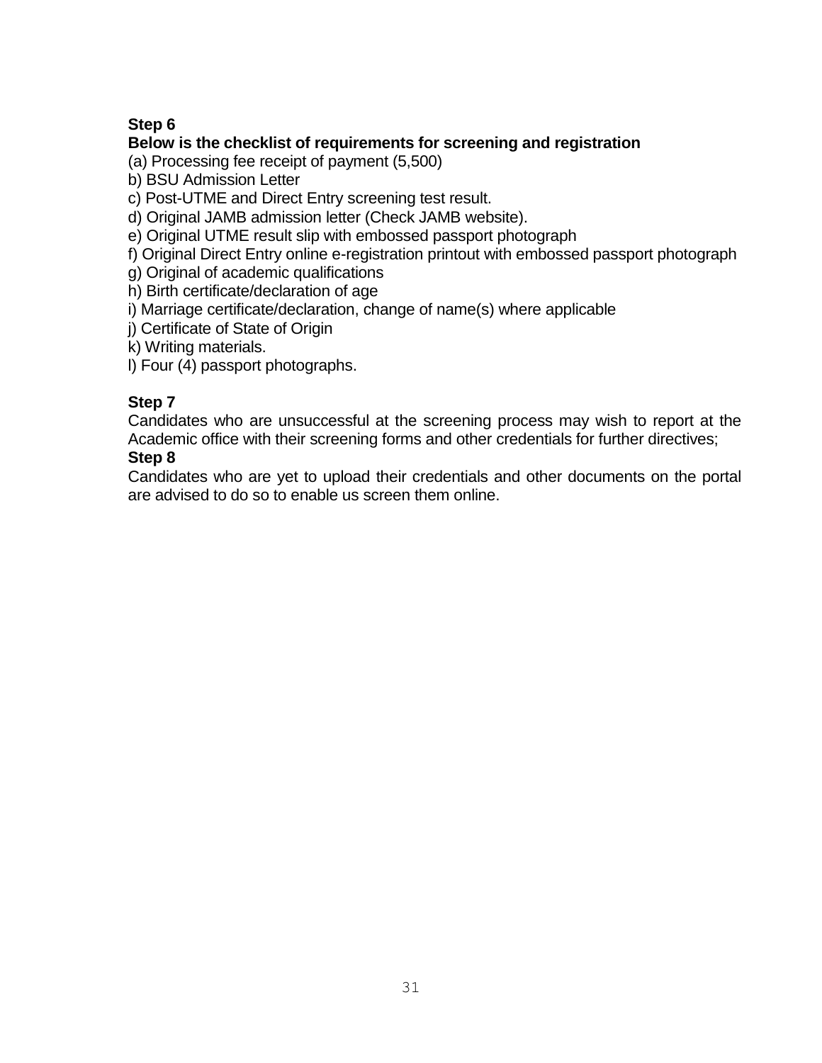**Step 6**

**Below is the checklist of requirements for screening and registration**

(a) Processing fee receipt of payment (5,500)
b) BSU Admission Letter
c) Post-UTME and Direct Entry screening test result.
d) Original JAMB admission letter (Check JAMB website).
e) Original UTME result slip with embossed passport photograph
f) Original Direct Entry online e-registration printout with embossed passport photograph
g) Original of academic qualifications
h) Birth certificate/declaration of age
i) Marriage certificate/declaration, change of name(s) where applicable
j) Certificate of State of Origin
k) Writing materials.
l) Four (4) passport photographs.

**Step 7**

Candidates who are unsuccessful at the screening process may wish to report at the Academic office with their screening forms and other credentials for further directives;

**Step 8**

Candidates who are yet to upload their credentials and other documents on the portal are advised to do so to enable us screen them online.